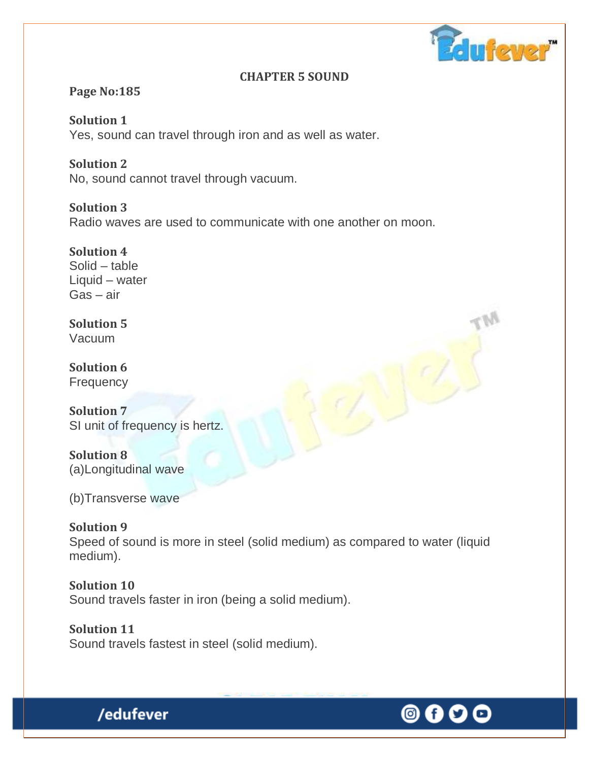# CHAPTER 5 SOUND

**Page No:185**

**Solution 1**
Yes, sound can travel through iron and as well as water.

**Solution 2**
No, sound cannot travel through vacuum.

**Solution 3**
Radio waves are used to communicate with one another on moon.

**Solution 4**
Solid – table
Liquid – water
Gas – air

**Solution 5**
Vacuum

**Solution 6**
Frequency

**Solution 7**
SI unit of frequency is hertz.

**Solution 8**
(a)Longitudinal wave

(b)Transverse wave

**Solution 9**
Speed of sound is more in steel (solid medium) as compared to water (liquid medium).

**Solution 10**
Sound travels faster in iron (being a solid medium).

**Solution 11**
Sound travels fastest in steel (solid medium).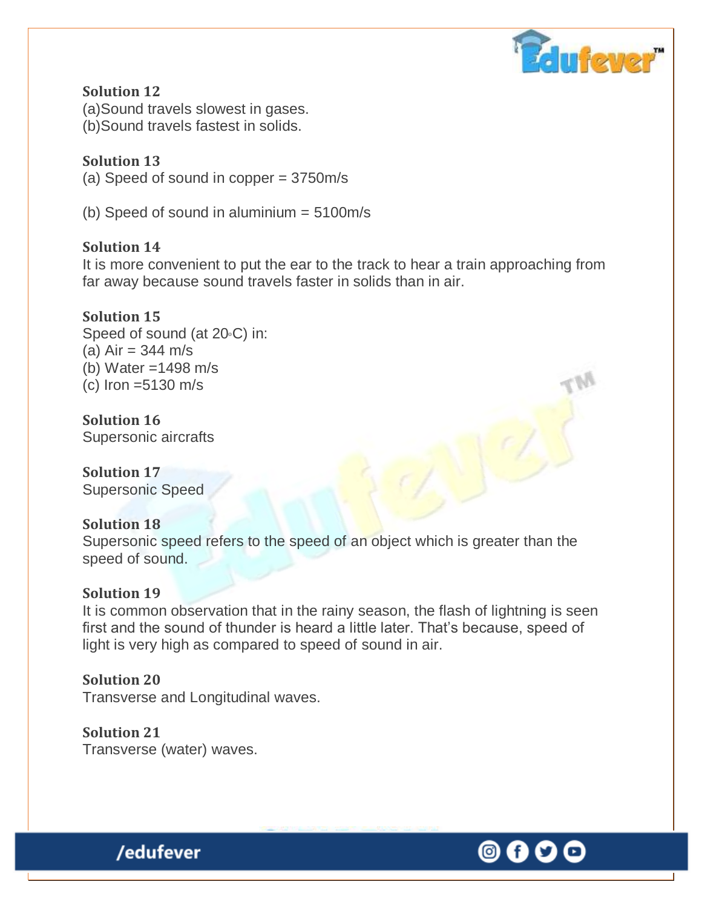**Solution 12**

(a)Sound travels slowest in gases.
(b)Sound travels fastest in solids.

**Solution 13**

(a) Speed of sound in copper = 3750m/s

(b) Speed of sound in aluminium = 5100m/s

**Solution 14**

It is more convenient to put the ear to the track to hear a train approaching from far away because sound travels faster in solids than in air.

**Solution 15**

Speed of sound (at 20°C) in:
(a) Air = 344 m/s
(b) Water =1498 m/s
(c) Iron =5130 m/s

**Solution 16**

Supersonic aircrafts

**Solution 17**

Supersonic Speed

**Solution 18**

Supersonic speed refers to the speed of an object which is greater than the speed of sound.

**Solution 19**

It is common observation that in the rainy season, the flash of lightning is seen first and the sound of thunder is heard a little later. That's because, speed of light is very high as compared to speed of sound in air.

**Solution 20**

Transverse and Longitudinal waves.

**Solution 21**

Transverse (water) waves.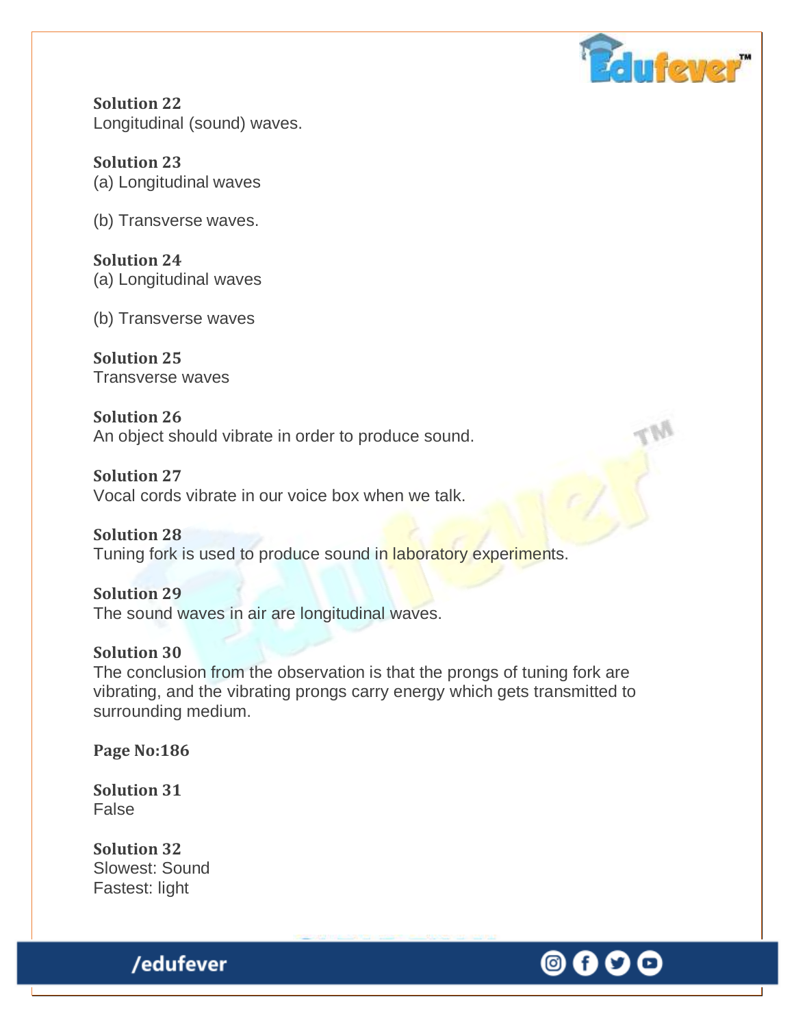**Solution 22**
Longitudinal (sound) waves.

**Solution 23**
(a) Longitudinal waves

(b) Transverse waves.

**Solution 24**
(a) Longitudinal waves

(b) Transverse waves

**Solution 25**
Transverse waves

**Solution 26**
An object should vibrate in order to produce sound.

**Solution 27**
Vocal cords vibrate in our voice box when we talk.

**Solution 28**
Tuning fork is used to produce sound in laboratory experiments.

**Solution 29**
The sound waves in air are longitudinal waves.

**Solution 30**
The conclusion from the observation is that the prongs of tuning fork are vibrating, and the vibrating prongs carry energy which gets transmitted to surrounding medium.

**Page No:186**

**Solution 31**
False

**Solution 32**
Slowest: Sound
Fastest: light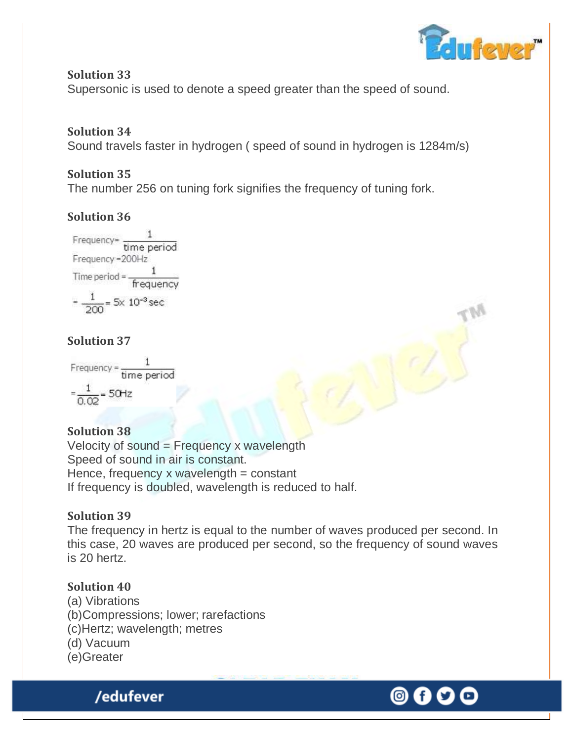**Solution 33**

Supersonic is used to denote a speed greater than the speed of sound.

**Solution 34**

Sound travels faster in hydrogen ( speed of sound in hydrogen is 1284m/s)

**Solution 35**

The number 256 on tuning fork signifies the frequency of tuning fork.

**Solution 36**

$$\text{Frequency} = \frac{1}{\text{time period}}$$

Frequency = 200Hz

$$\text{Time period} = \frac{1}{\text{frequency}}$$

$$= \frac{1}{200} = 5 \times 10^{-3}\ \text{sec}$$

**Solution 37**

$$\text{Frequency} = \frac{1}{\text{time period}}$$

$$= \frac{1}{0.02} = 50\text{Hz}$$

**Solution 38**

Velocity of sound = Frequency x wavelength
Speed of sound in air is constant.
Hence, frequency x wavelength = constant
If frequency is doubled, wavelength is reduced to half.

**Solution 39**

The frequency in hertz is equal to the number of waves produced per second. In this case, 20 waves are produced per second, so the frequency of sound waves is 20 hertz.

**Solution 40**

(a) Vibrations
(b)Compressions; lower; rarefactions
(c)Hertz; wavelength; metres
(d) Vacuum
(e)Greater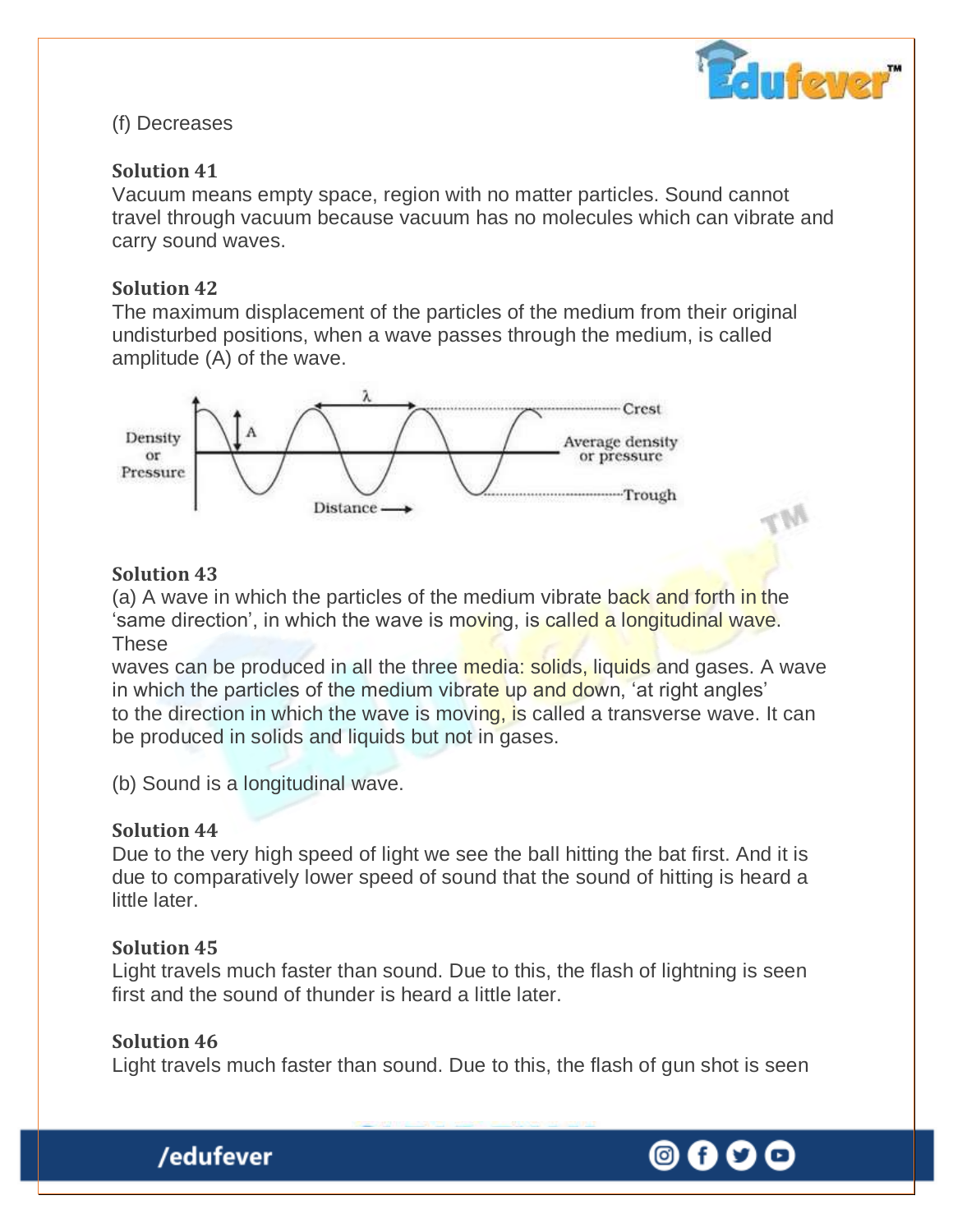(f) Decreases

**Solution 41**

Vacuum means empty space, region with no matter particles. Sound cannot travel through vacuum because vacuum has no molecules which can vibrate and carry sound waves.

**Solution 42**

The maximum displacement of the particles of the medium from their original undisturbed positions, when a wave passes through the medium, is called amplitude (A) of the wave.

**Solution 43**

(a) A wave in which the particles of the medium vibrate back and forth in the 'same direction', in which the wave is moving, is called a longitudinal wave. These
waves can be produced in all the three media: solids, liquids and gases. A wave in which the particles of the medium vibrate up and down, 'at right angles' to the direction in which the wave is moving, is called a transverse wave. It can be produced in solids and liquids but not in gases.

(b) Sound is a longitudinal wave.

**Solution 44**

Due to the very high speed of light we see the ball hitting the bat first. And it is due to comparatively lower speed of sound that the sound of hitting is heard a little later.

**Solution 45**

Light travels much faster than sound. Due to this, the flash of lightning is seen first and the sound of thunder is heard a little later.

**Solution 46**

Light travels much faster than sound. Due to this, the flash of gun shot is seen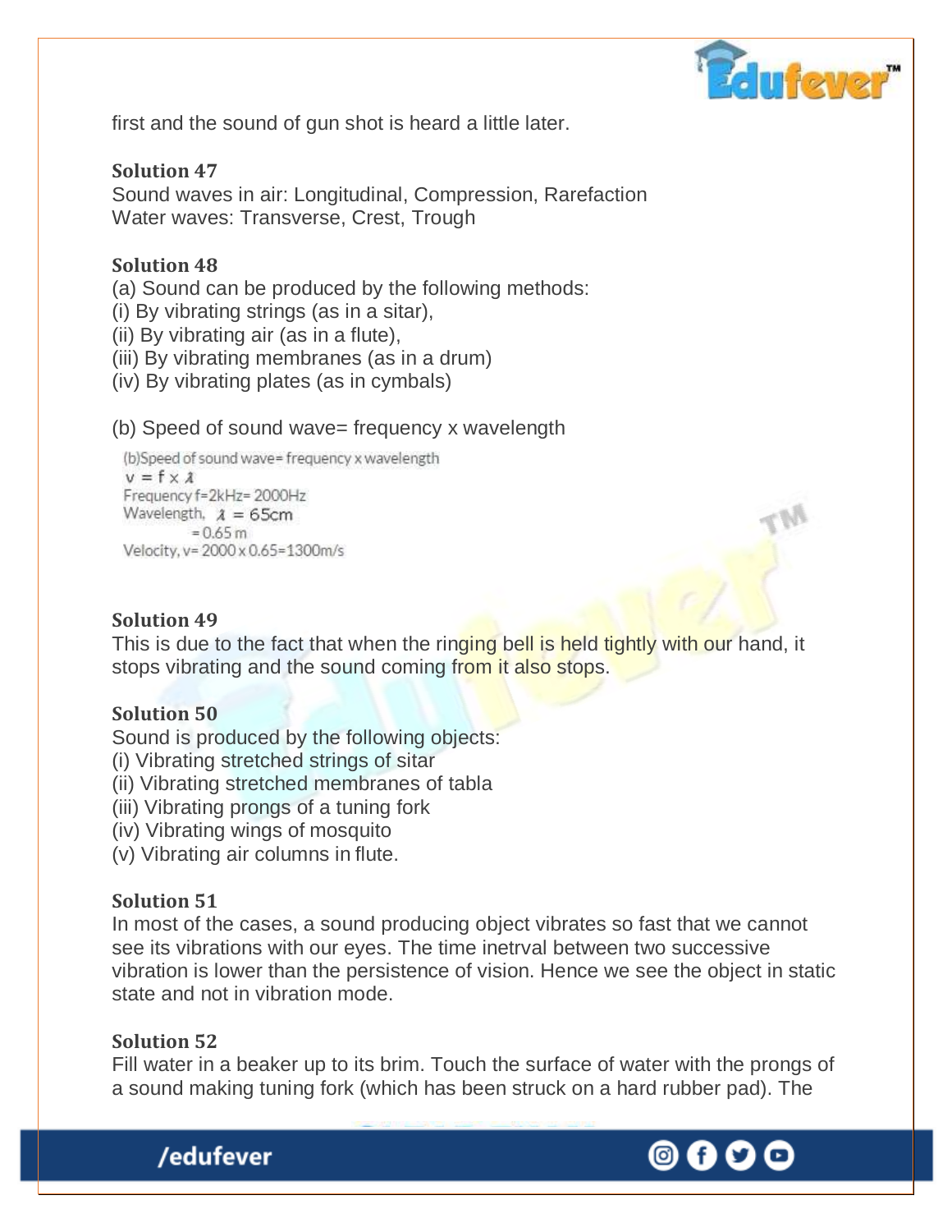first and the sound of gun shot is heard a little later.

**Solution 47**

Sound waves in air: Longitudinal, Compression, Rarefaction
Water waves: Transverse, Crest, Trough

**Solution 48**

(a) Sound can be produced by the following methods:
(i) By vibrating strings (as in a sitar),
(ii) By vibrating air (as in a flute),
(iii) By vibrating membranes (as in a drum)
(iv) By vibrating plates (as in cymbals)

(b) Speed of sound wave= frequency x wavelength

(b)Speed of sound wave= frequency x wavelength

$v = f \times \lambda$

Frequency f=2kHz= 2000Hz

Wavelength, $\lambda = 65cm$

$= 0.65 \text{ m}$

Velocity, v= 2000 x 0.65=1300m/s

**Solution 49**

This is due to the fact that when the ringing bell is held tightly with our hand, it stops vibrating and the sound coming from it also stops.

**Solution 50**

Sound is produced by the following objects:
(i) Vibrating stretched strings of sitar
(ii) Vibrating stretched membranes of tabla
(iii) Vibrating prongs of a tuning fork
(iv) Vibrating wings of mosquito
(v) Vibrating air columns in flute.

**Solution 51**

In most of the cases, a sound producing object vibrates so fast that we cannot see its vibrations with our eyes. The time inetrval between two successive vibration is lower than the persistence of vision. Hence we see the object in static state and not in vibration mode.

**Solution 52**

Fill water in a beaker up to its brim. Touch the surface of water with the prongs of a sound making tuning fork (which has been struck on a hard rubber pad). The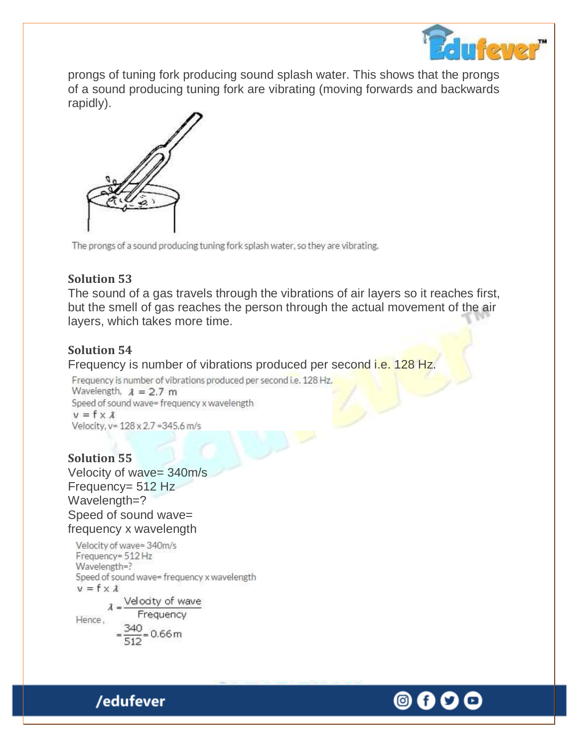prongs of tuning fork producing sound splash water. This shows that the prongs of a sound producing tuning fork are vibrating (moving forwards and backwards rapidly).

The prongs of a sound producing tuning fork splash water, so they are vibrating.

### Solution 53

The sound of a gas travels through the vibrations of air layers so it reaches first, but the smell of gas reaches the person through the actual movement of the air layers, which takes more time.

### Solution 54

Frequency is number of vibrations produced per second i.e. 128 Hz.

Frequency is number of vibrations produced per second i.e. 128 Hz.
Wavelength, $\lambda = 2.7$ m
Speed of sound wave= frequency x wavelength
$v = f \times \lambda$
Velocity, v= 128 x 2.7 =345.6 m/s

### Solution 55

Velocity of wave= 340m/s
Frequency= 512 Hz
Wavelength=?
Speed of sound wave=
frequency x wavelength

Velocity of wave= 340m/s
Frequency= 512 Hz
Wavelength=?
Speed of sound wave= frequency x wavelength
$v = f \times \lambda$

Hence, $\lambda = \dfrac{\text{Velocity of wave}}{\text{Frequency}}$

$= \dfrac{340}{512} = 0.66\text{m}$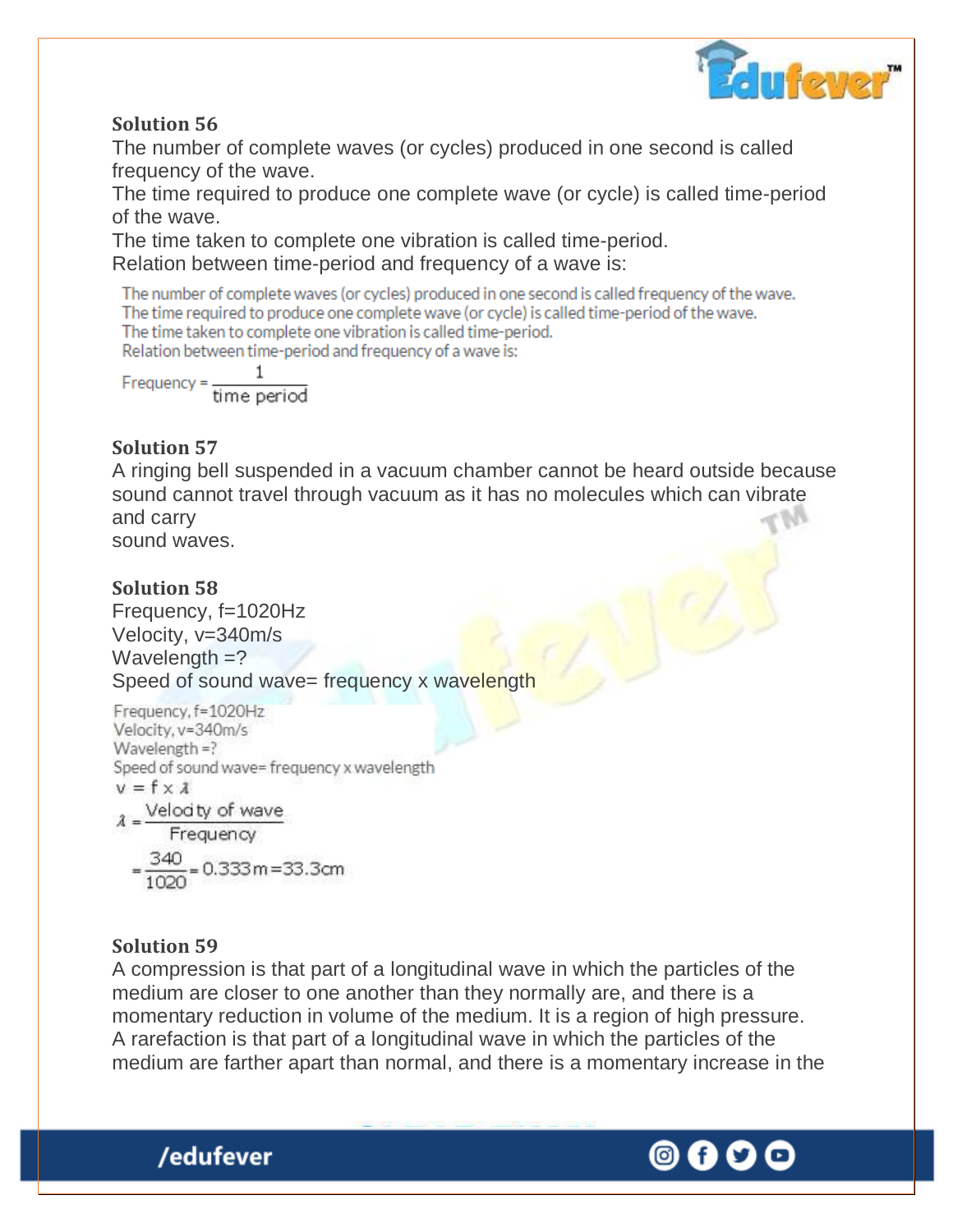**Solution 56**

The number of complete waves (or cycles) produced in one second is called frequency of the wave.
The time required to produce one complete wave (or cycle) is called time-period of the wave.
The time taken to complete one vibration is called time-period.
Relation between time-period and frequency of a wave is:

The number of complete waves (or cycles) produced in one second is called frequency of the wave.
The time required to produce one complete wave (or cycle) is called time-period of the wave.
The time taken to complete one vibration is called time-period.
Relation between time-period and frequency of a wave is:

$$\text{Frequency} = \frac{1}{\text{time period}}$$

**Solution 57**

A ringing bell suspended in a vacuum chamber cannot be heard outside because sound cannot travel through vacuum as it has no molecules which can vibrate and carry
sound waves.

**Solution 58**

Frequency, f=1020Hz
Velocity, v=340m/s
Wavelength =?
Speed of sound wave= frequency x wavelength

Frequency, f=1020Hz
Velocity, v=340m/s
Wavelength =?
Speed of sound wave= frequency x wavelength

$$v = f \times \lambda$$

$$\lambda = \frac{\text{Velocity of wave}}{\text{Frequency}}$$

$$= \frac{340}{1020} = 0.333\,\text{m} = 33.3\,\text{cm}$$

**Solution 59**

A compression is that part of a longitudinal wave in which the particles of the medium are closer to one another than they normally are, and there is a momentary reduction in volume of the medium. It is a region of high pressure.
A rarefaction is that part of a longitudinal wave in which the particles of the medium are farther apart than normal, and there is a momentary increase in the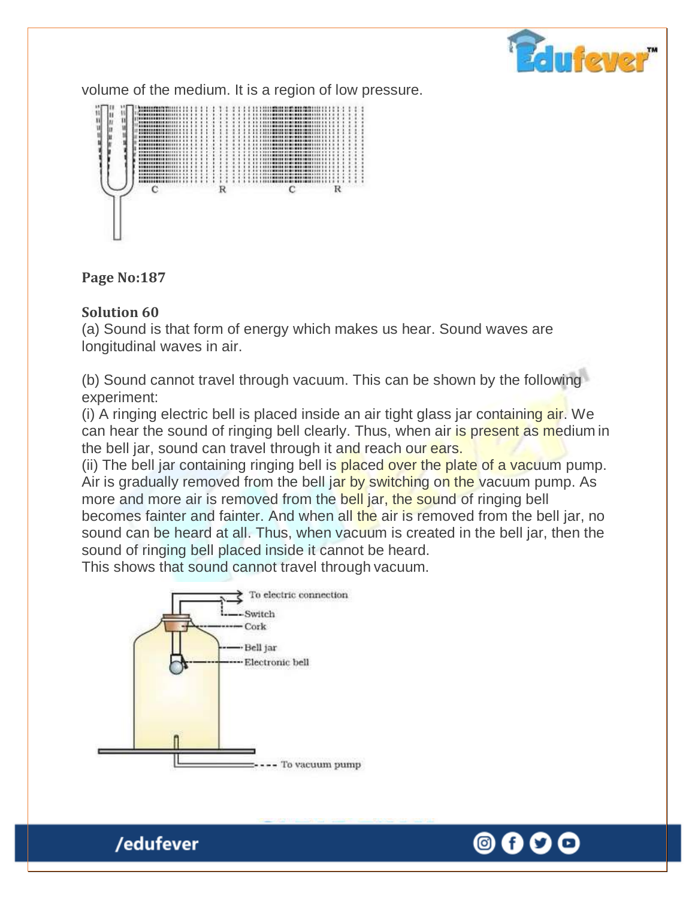volume of the medium. It is a region of low pressure.

C R C R

**Page No:187**

**Solution 60**

(a) Sound is that form of energy which makes us hear. Sound waves are longitudinal waves in air.

(b) Sound cannot travel through vacuum. This can be shown by the following experiment:

(i) A ringing electric bell is placed inside an air tight glass jar containing air. We can hear the sound of ringing bell clearly. Thus, when air is present as medium in the bell jar, sound can travel through it and reach our ears.

(ii) The bell jar containing ringing bell is placed over the plate of a vacuum pump. Air is gradually removed from the bell jar by switching on the vacuum pump. As more and more air is removed from the bell jar, the sound of ringing bell becomes fainter and fainter. And when all the air is removed from the bell jar, no sound can be heard at all. Thus, when vacuum is created in the bell jar, then the sound of ringing bell placed inside it cannot be heard.

This shows that sound cannot travel through vacuum.

To electric connection
Switch
Cork
Bell jar
Electronic bell
To vacuum pump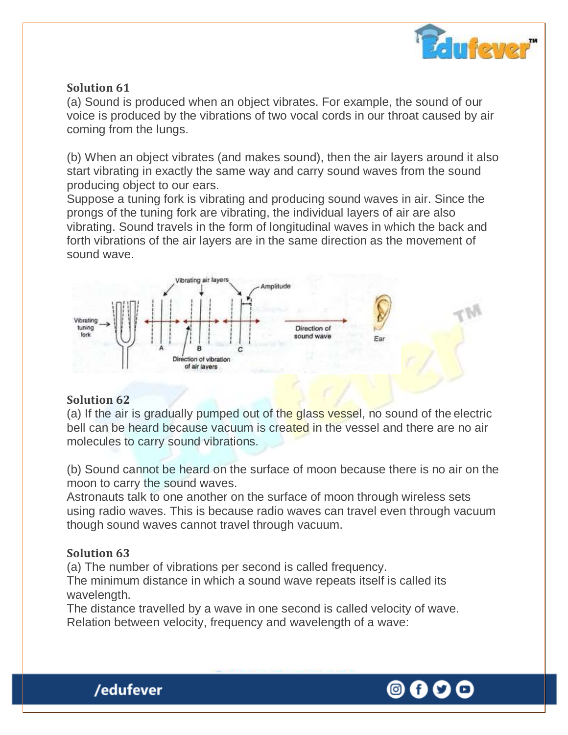### Solution 61

(a) Sound is produced when an object vibrates. For example, the sound of our voice is produced by the vibrations of two vocal cords in our throat caused by air coming from the lungs.

(b) When an object vibrates (and makes sound), then the air layers around it also start vibrating in exactly the same way and carry sound waves from the sound producing object to our ears.
Suppose a tuning fork is vibrating and producing sound waves in air. Since the prongs of the tuning fork are vibrating, the individual layers of air are also vibrating. Sound travels in the form of longitudinal waves in which the back and forth vibrations of the air layers are in the same direction as the movement of sound wave.

### Solution 62

(a) If the air is gradually pumped out of the glass vessel, no sound of the electric bell can be heard because vacuum is created in the vessel and there are no air molecules to carry sound vibrations.

(b) Sound cannot be heard on the surface of moon because there is no air on the moon to carry the sound waves.
Astronauts talk to one another on the surface of moon through wireless sets using radio waves. This is because radio waves can travel even through vacuum though sound waves cannot travel through vacuum.

### Solution 63

(a) The number of vibrations per second is called frequency.
The minimum distance in which a sound wave repeats itself is called its wavelength.
The distance travelled by a wave in one second is called velocity of wave.
Relation between velocity, frequency and wavelength of a wave: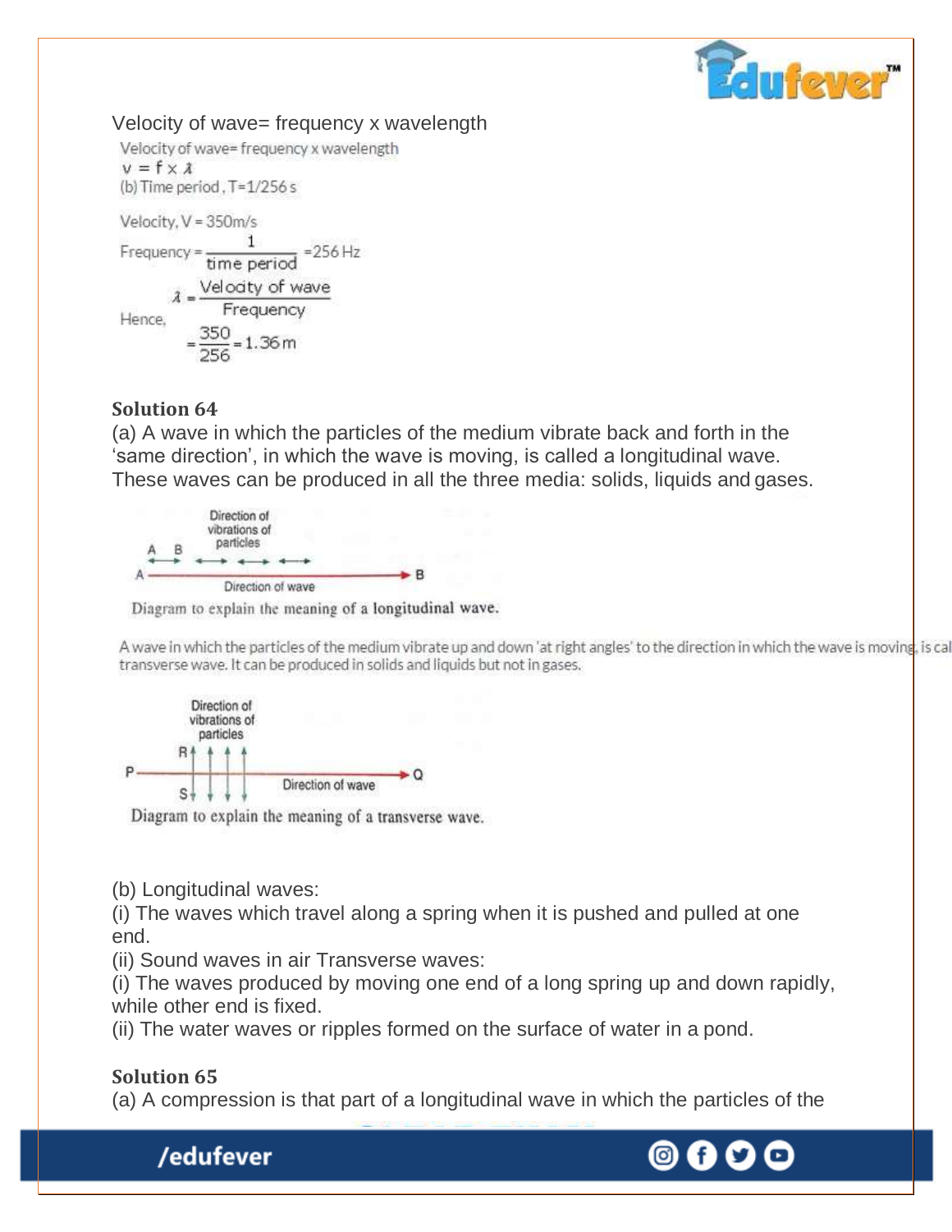Velocity of wave= frequency x wavelength

Velocity of wave= frequency x wavelength

$v = f \times \lambda$

(b) Time period, T=1/256 s

Velocity, V = 350m/s

$$\text{Frequency} = \frac{1}{\text{time period}} = 256 \text{ Hz}$$

Hence,

$$\lambda = \frac{\text{Velocity of wave}}{\text{Frequency}}$$

$$= \frac{350}{256} = 1.36 \text{ m}$$

**Solution 64**

(a) A wave in which the particles of the medium vibrate back and forth in the 'same direction', in which the wave is moving, is called a longitudinal wave. These waves can be produced in all the three media: solids, liquids and gases.

Direction of vibrations of particles

A B

A — Direction of wave — B

Diagram to explain the meaning of a longitudinal wave.

A wave in which the particles of the medium vibrate up and down 'at right angles' to the direction in which the wave is moving, is cal transverse wave. It can be produced in solids and liquids but not in gases.

Direction of vibrations of particles

R, S

P — Direction of wave — Q

Diagram to explain the meaning of a transverse wave.

(b) Longitudinal waves:

(i) The waves which travel along a spring when it is pushed and pulled at one end.

(ii) Sound waves in air Transverse waves:

(i) The waves produced by moving one end of a long spring up and down rapidly, while other end is fixed.

(ii) The water waves or ripples formed on the surface of water in a pond.

**Solution 65**

(a) A compression is that part of a longitudinal wave in which the particles of the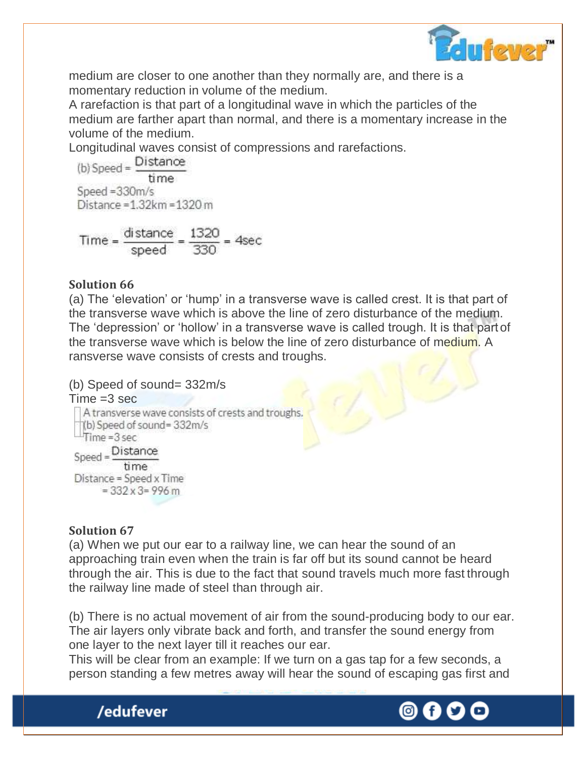medium are closer to one another than they normally are, and there is a momentary reduction in volume of the medium.
A rarefaction is that part of a longitudinal wave in which the particles of the medium are farther apart than normal, and there is a momentary increase in the volume of the medium.
Longitudinal waves consist of compressions and rarefactions.

(b) $\text{Speed} = \dfrac{\text{Distance}}{\text{time}}$

Speed =330m/s
Distance =1.32km =1320 m

$$\text{Time} = \frac{\text{distance}}{\text{speed}} = \frac{1320}{330} = 4\text{sec}$$

### Solution 66

(a) The 'elevation' or 'hump' in a transverse wave is called crest. It is that part of the transverse wave which is above the line of zero disturbance of the medium. The 'depression' or 'hollow' in a transverse wave is called trough. It is that part of the transverse wave which is below the line of zero disturbance of medium. A ransverse wave consists of crests and troughs.

(b) Speed of sound= 332m/s
Time =3 sec

A transverse wave consists of crests and troughs.
(b) Speed of sound= 332m/s
Time =3 sec

$\text{Speed} = \dfrac{\text{Distance}}{\text{time}}$

Distance = Speed x Time
= 332 x 3= 996 m

### Solution 67

(a) When we put our ear to a railway line, we can hear the sound of an approaching train even when the train is far off but its sound cannot be heard through the air. This is due to the fact that sound travels much more fast through the railway line made of steel than through air.

(b) There is no actual movement of air from the sound-producing body to our ear. The air layers only vibrate back and forth, and transfer the sound energy from one layer to the next layer till it reaches our ear.
This will be clear from an example: If we turn on a gas tap for a few seconds, a person standing a few metres away will hear the sound of escaping gas first and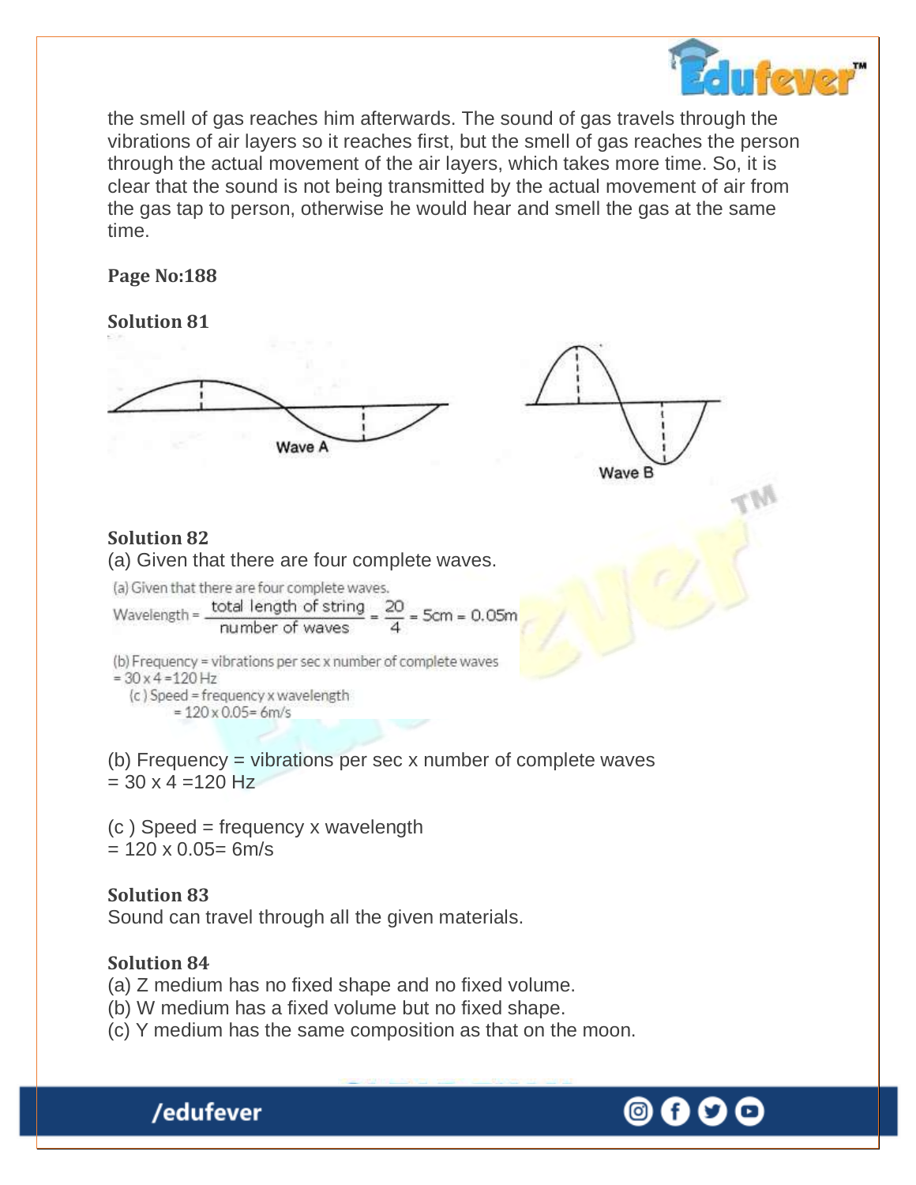the smell of gas reaches him afterwards. The sound of gas travels through the vibrations of air layers so it reaches first, but the smell of gas reaches the person through the actual movement of the air layers, which takes more time. So, it is clear that the sound is not being transmitted by the actual movement of air from the gas tap to person, otherwise he would hear and smell the gas at the same time.

**Page No:188**

**Solution 81**

Wave A

Wave B

**Solution 82**

(a) Given that there are four complete waves.

(a) Given that there are four complete waves.

$$\text{Wavelength} = \frac{\text{total length of string}}{\text{number of waves}} = \frac{20}{4} = 5\text{cm} = 0.05\text{m}$$

(b) Frequency = vibrations per sec x number of complete waves
= 30 x 4 =120 Hz

(c) Speed = frequency x wavelength
= 120 x 0.05= 6m/s

(b) Frequency = vibrations per sec x number of complete waves
= 30 x 4 =120 Hz

(c ) Speed = frequency x wavelength
= 120 x 0.05= 6m/s

**Solution 83**

Sound can travel through all the given materials.

**Solution 84**

(a) Z medium has no fixed shape and no fixed volume.
(b) W medium has a fixed volume but no fixed shape.
(c) Y medium has the same composition as that on the moon.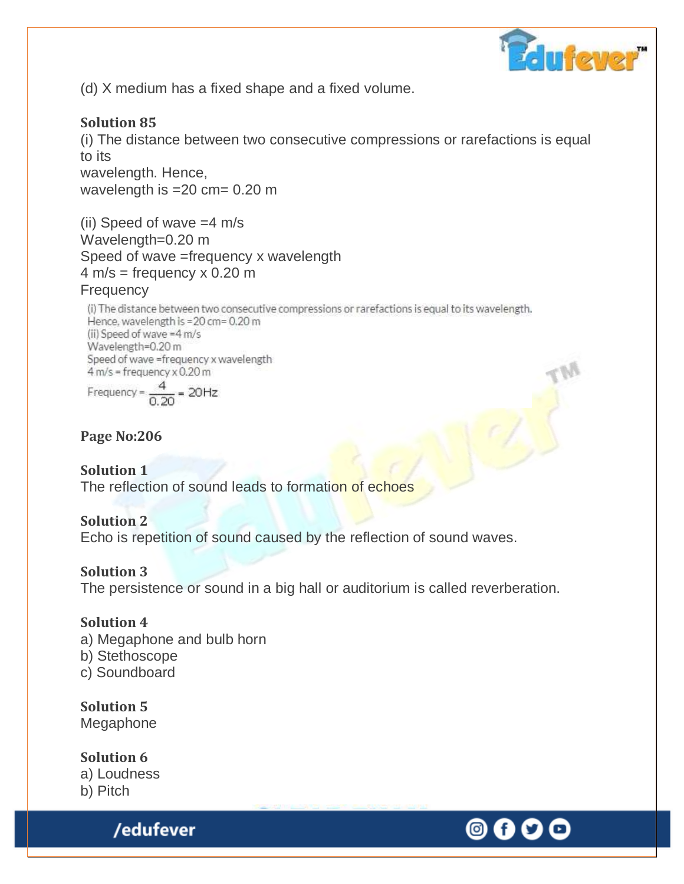(d) X medium has a fixed shape and a fixed volume.

**Solution 85**

(i) The distance between two consecutive compressions or rarefactions is equal to its wavelength. Hence,
wavelength is =20 cm= 0.20 m

(ii) Speed of wave =4 m/s
Wavelength=0.20 m
Speed of wave =frequency x wavelength
4 m/s = frequency x 0.20 m
Frequency

(i) The distance between two consecutive compressions or rarefactions is equal to its wavelength.
Hence, wavelength is =20 cm= 0.20 m
(ii) Speed of wave =4 m/s
Wavelength=0.20 m
Speed of wave =frequency x wavelength
4 m/s = frequency x 0.20 m

$$\text{Frequency} = \frac{4}{0.20} = 20\text{Hz}$$

**Page No:206**

**Solution 1**

The reflection of sound leads to formation of echoes

**Solution 2**

Echo is repetition of sound caused by the reflection of sound waves.

**Solution 3**

The persistence or sound in a big hall or auditorium is called reverberation.

**Solution 4**

a) Megaphone and bulb horn
b) Stethoscope
c) Soundboard

**Solution 5**

Megaphone

**Solution 6**

a) Loudness
b) Pitch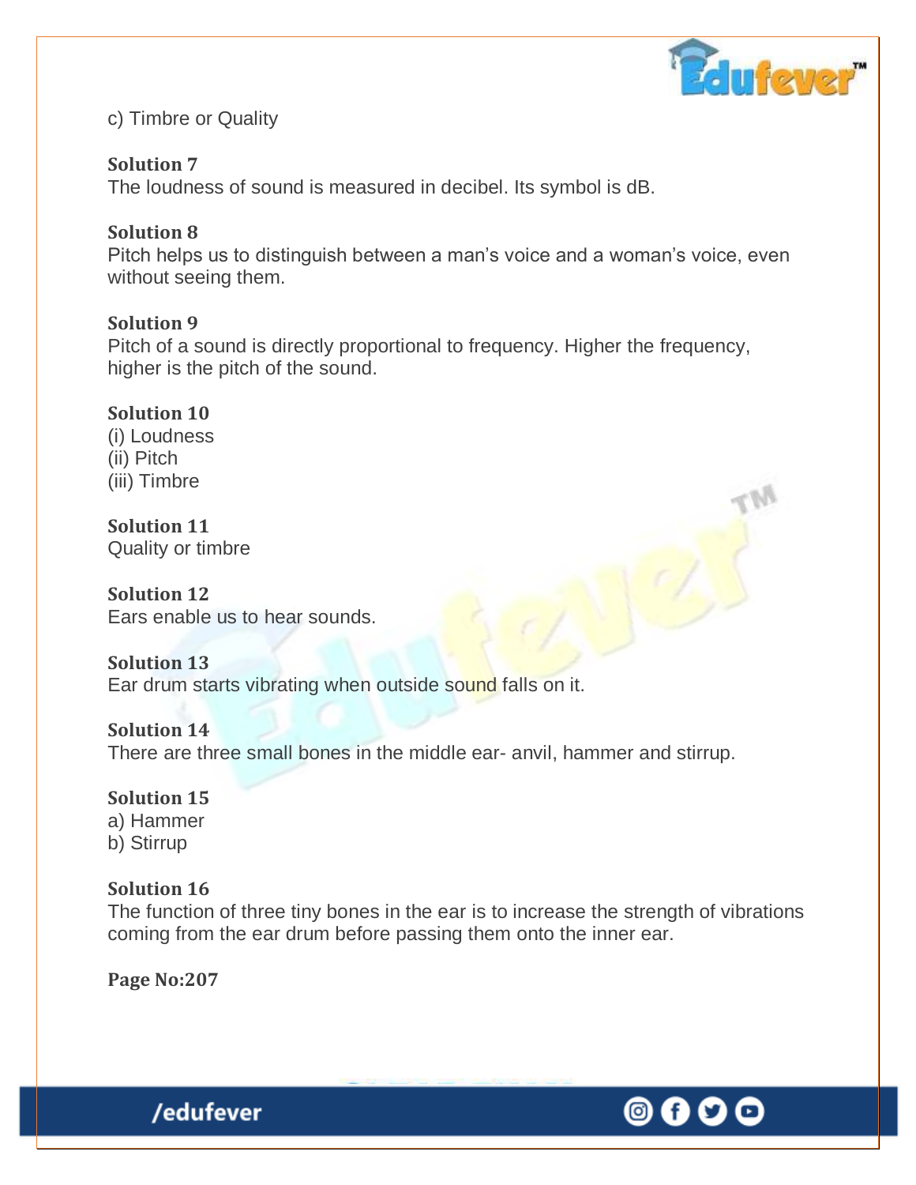c) Timbre or Quality

**Solution 7**

The loudness of sound is measured in decibel. Its symbol is dB.

**Solution 8**

Pitch helps us to distinguish between a man's voice and a woman's voice, even without seeing them.

**Solution 9**

Pitch of a sound is directly proportional to frequency. Higher the frequency, higher is the pitch of the sound.

**Solution 10**

(i) Loudness
(ii) Pitch
(iii) Timbre

**Solution 11**

Quality or timbre

**Solution 12**

Ears enable us to hear sounds.

**Solution 13**

Ear drum starts vibrating when outside sound falls on it.

**Solution 14**

There are three small bones in the middle ear- anvil, hammer and stirrup.

**Solution 15**

a) Hammer
b) Stirrup

**Solution 16**

The function of three tiny bones in the ear is to increase the strength of vibrations coming from the ear drum before passing them onto the inner ear.

**Page No:207**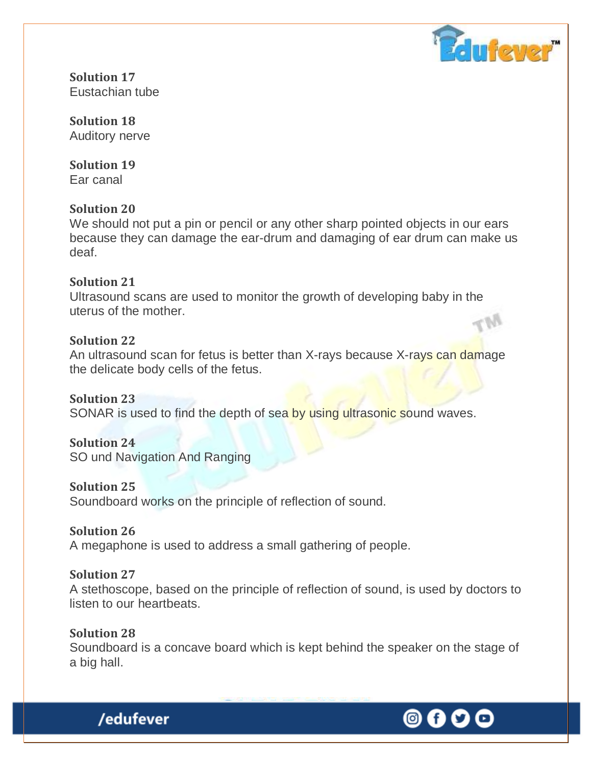**Solution 17**
Eustachian tube

**Solution 18**
Auditory nerve

**Solution 19**
Ear canal

**Solution 20**
We should not put a pin or pencil or any other sharp pointed objects in our ears because they can damage the ear-drum and damaging of ear drum can make us deaf.

**Solution 21**
Ultrasound scans are used to monitor the growth of developing baby in the uterus of the mother.

**Solution 22**
An ultrasound scan for fetus is better than X-rays because X-rays can damage the delicate body cells of the fetus.

**Solution 23**
SONAR is used to find the depth of sea by using ultrasonic sound waves.

**Solution 24**
SO und Navigation And Ranging

**Solution 25**
Soundboard works on the principle of reflection of sound.

**Solution 26**
A megaphone is used to address a small gathering of people.

**Solution 27**
A stethoscope, based on the principle of reflection of sound, is used by doctors to listen to our heartbeats.

**Solution 28**
Soundboard is a concave board which is kept behind the speaker on the stage of a big hall.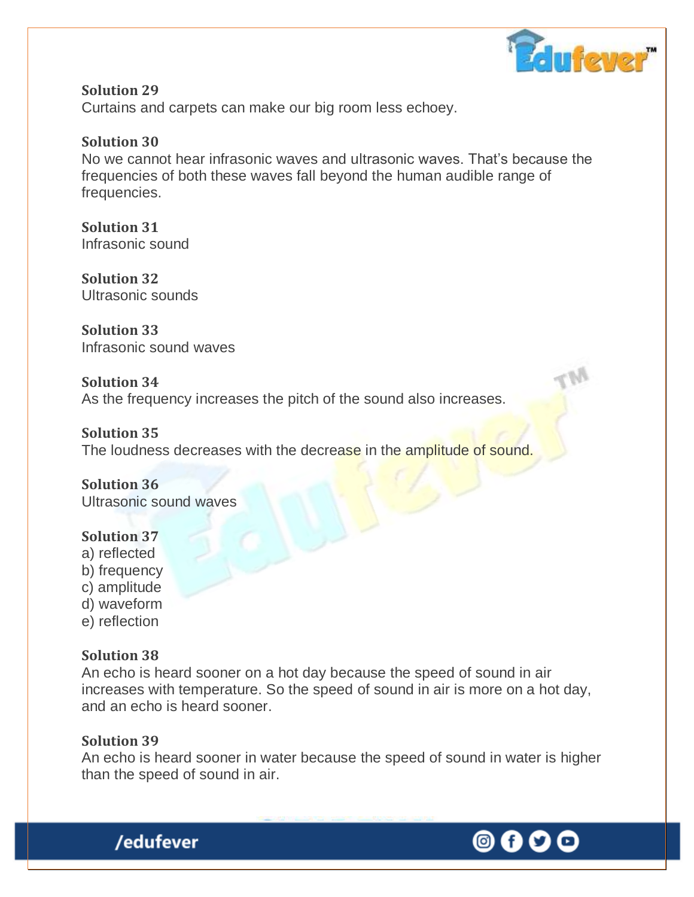**Solution 29**
Curtains and carpets can make our big room less echoey.

**Solution 30**
No we cannot hear infrasonic waves and ultrasonic waves. That's because the frequencies of both these waves fall beyond the human audible range of frequencies.

**Solution 31**
Infrasonic sound

**Solution 32**
Ultrasonic sounds

**Solution 33**
Infrasonic sound waves

**Solution 34**
As the frequency increases the pitch of the sound also increases.

**Solution 35**
The loudness decreases with the decrease in the amplitude of sound.

**Solution 36**
Ultrasonic sound waves

**Solution 37**
a) reflected
b) frequency
c) amplitude
d) waveform
e) reflection

**Solution 38**
An echo is heard sooner on a hot day because the speed of sound in air increases with temperature. So the speed of sound in air is more on a hot day, and an echo is heard sooner.

**Solution 39**
An echo is heard sooner in water because the speed of sound in water is higher than the speed of sound in air.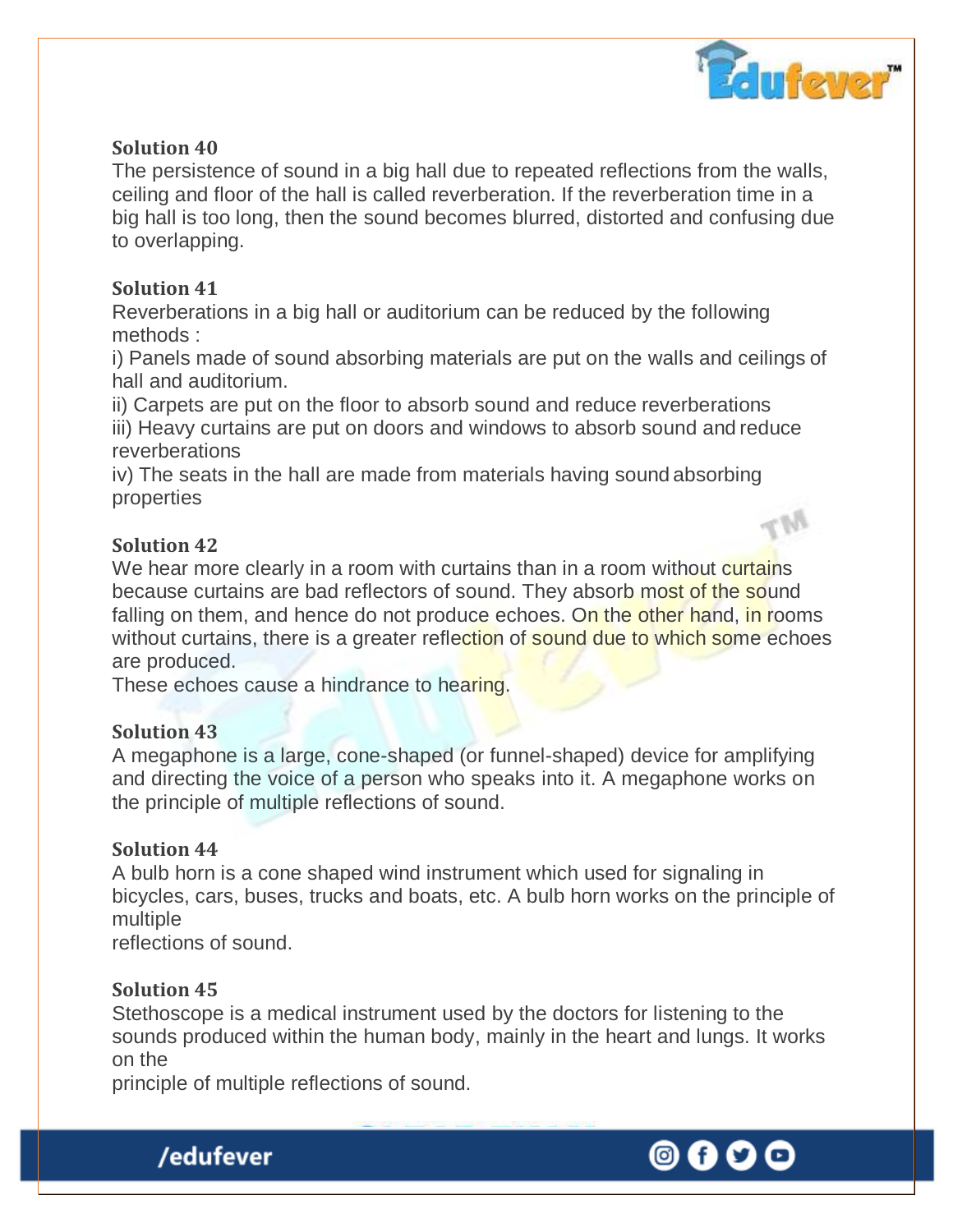**Solution 40**

The persistence of sound in a big hall due to repeated reflections from the walls, ceiling and floor of the hall is called reverberation. If the reverberation time in a big hall is too long, then the sound becomes blurred, distorted and confusing due to overlapping.

**Solution 41**

Reverberations in a big hall or auditorium can be reduced by the following methods :

i) Panels made of sound absorbing materials are put on the walls and ceilings of hall and auditorium.

ii) Carpets are put on the floor to absorb sound and reduce reverberations

iii) Heavy curtains are put on doors and windows to absorb sound and reduce reverberations

iv) The seats in the hall are made from materials having sound absorbing properties

**Solution 42**

We hear more clearly in a room with curtains than in a room without curtains because curtains are bad reflectors of sound. They absorb most of the sound falling on them, and hence do not produce echoes. On the other hand, in rooms without curtains, there is a greater reflection of sound due to which some echoes are produced.

These echoes cause a hindrance to hearing.

**Solution 43**

A megaphone is a large, cone-shaped (or funnel-shaped) device for amplifying and directing the voice of a person who speaks into it. A megaphone works on the principle of multiple reflections of sound.

**Solution 44**

A bulb horn is a cone shaped wind instrument which used for signaling in bicycles, cars, buses, trucks and boats, etc. A bulb horn works on the principle of multiple reflections of sound.

**Solution 45**

Stethoscope is a medical instrument used by the doctors for listening to the sounds produced within the human body, mainly in the heart and lungs. It works on the principle of multiple reflections of sound.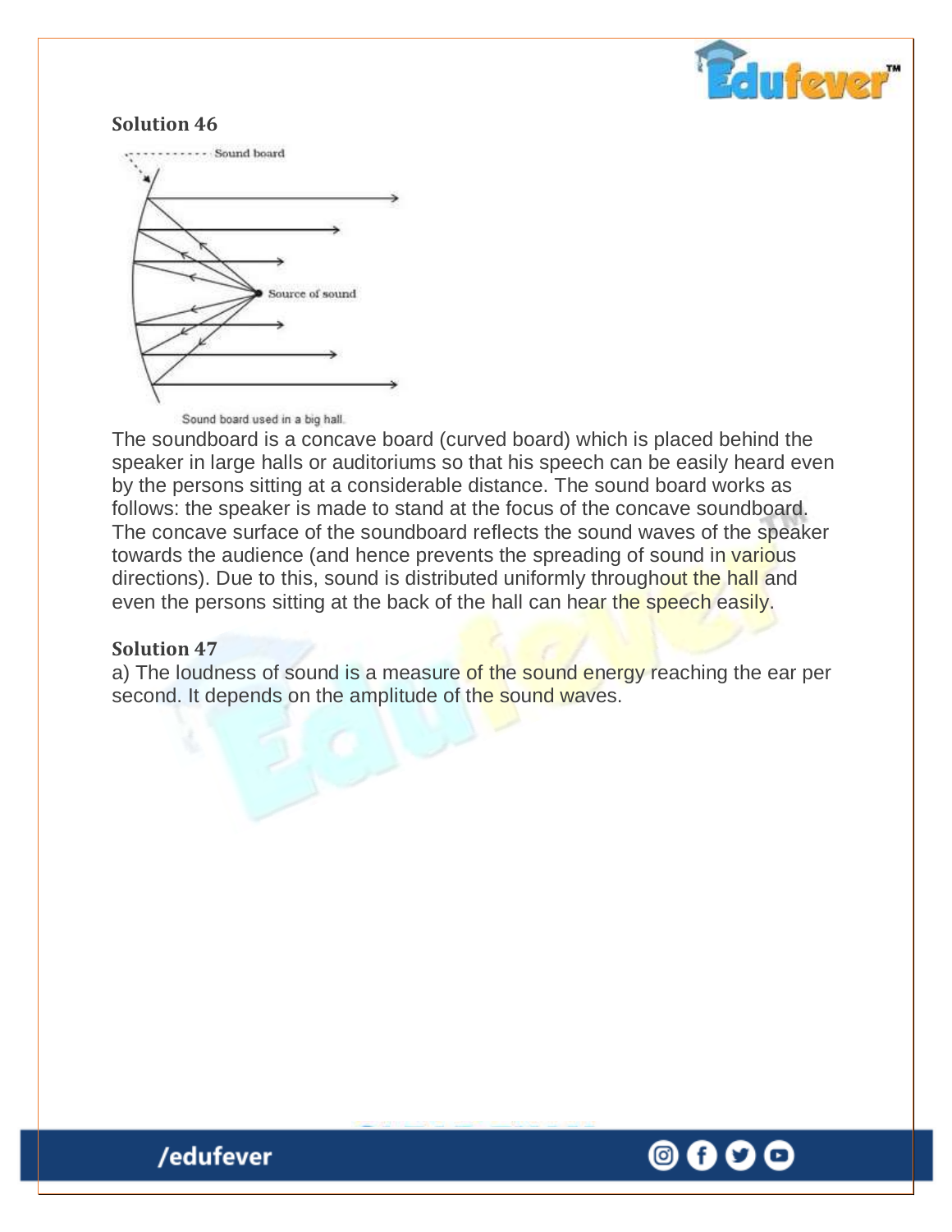**Solution 46**

Sound board used in a big hall.

The soundboard is a concave board (curved board) which is placed behind the speaker in large halls or auditoriums so that his speech can be easily heard even by the persons sitting at a considerable distance. The sound board works as follows: the speaker is made to stand at the focus of the concave soundboard. The concave surface of the soundboard reflects the sound waves of the speaker towards the audience (and hence prevents the spreading of sound in various directions). Due to this, sound is distributed uniformly throughout the hall and even the persons sitting at the back of the hall can hear the speech easily.

**Solution 47**

a) The loudness of sound is a measure of the sound energy reaching the ear per second. It depends on the amplitude of the sound waves.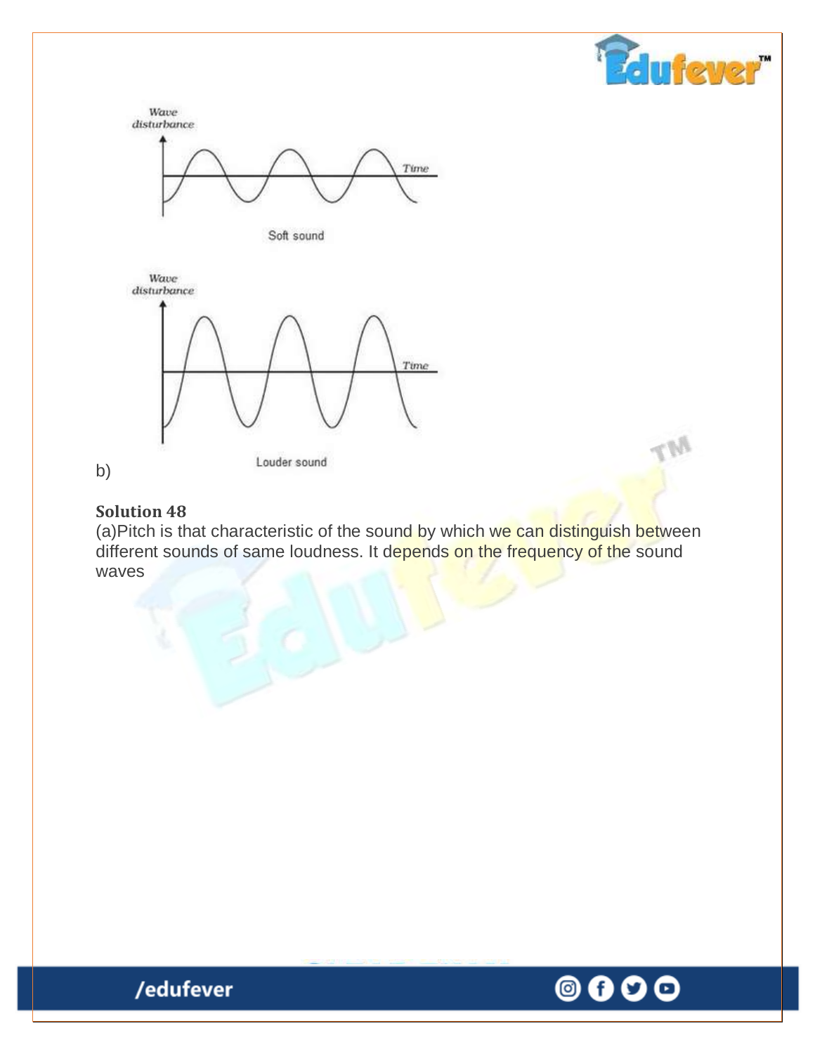Wave disturbance

Time

Soft sound

Wave disturbance

Time

Louder sound

b)

**Solution 48**

(a)Pitch is that characteristic of the sound by which we can distinguish between different sounds of same loudness. It depends on the frequency of the sound waves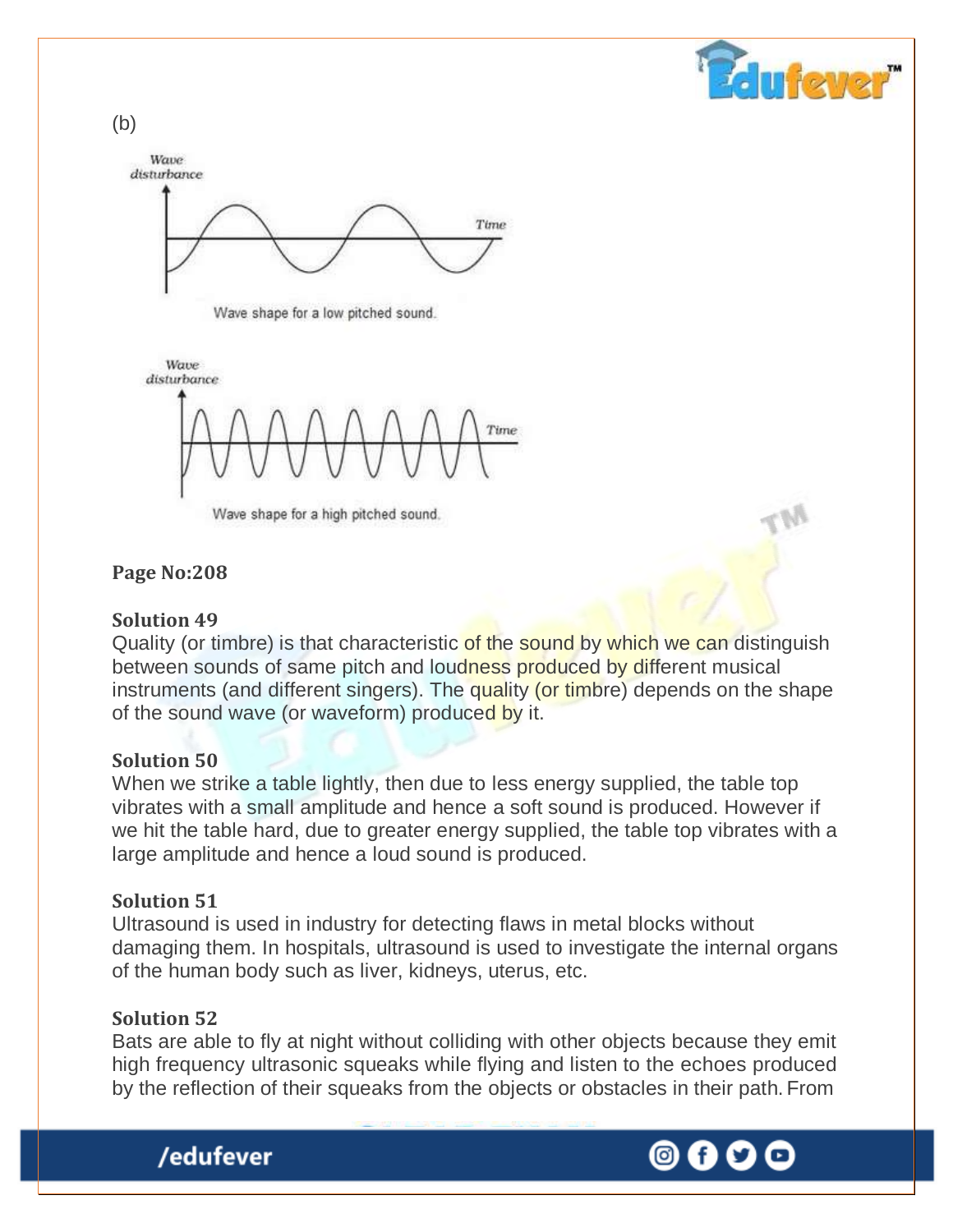(b)

Wave shape for a low pitched sound.

Wave shape for a high pitched sound.

**Page No:208**

**Solution 49**

Quality (or timbre) is that characteristic of the sound by which we can distinguish between sounds of same pitch and loudness produced by different musical instruments (and different singers). The quality (or timbre) depends on the shape of the sound wave (or waveform) produced by it.

**Solution 50**

When we strike a table lightly, then due to less energy supplied, the table top vibrates with a small amplitude and hence a soft sound is produced. However if we hit the table hard, due to greater energy supplied, the table top vibrates with a large amplitude and hence a loud sound is produced.

**Solution 51**

Ultrasound is used in industry for detecting flaws in metal blocks without damaging them. In hospitals, ultrasound is used to investigate the internal organs of the human body such as liver, kidneys, uterus, etc.

**Solution 52**

Bats are able to fly at night without colliding with other objects because they emit high frequency ultrasonic squeaks while flying and listen to the echoes produced by the reflection of their squeaks from the objects or obstacles in their path. From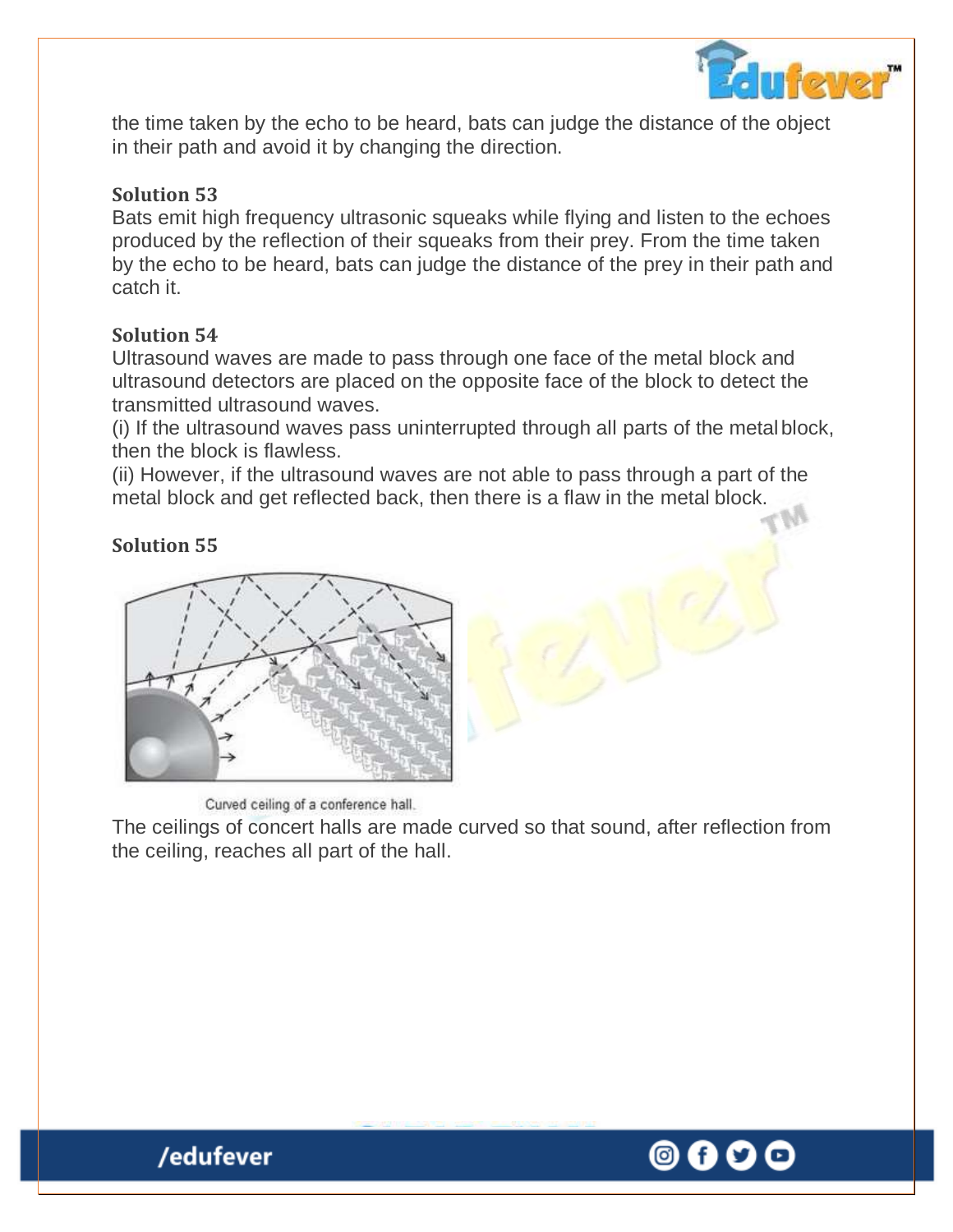the time taken by the echo to be heard, bats can judge the distance of the object in their path and avoid it by changing the direction.

**Solution 53**

Bats emit high frequency ultrasonic squeaks while flying and listen to the echoes produced by the reflection of their squeaks from their prey. From the time taken by the echo to be heard, bats can judge the distance of the prey in their path and catch it.

**Solution 54**

Ultrasound waves are made to pass through one face of the metal block and ultrasound detectors are placed on the opposite face of the block to detect the transmitted ultrasound waves.

(i) If the ultrasound waves pass uninterrupted through all parts of the metal block, then the block is flawless.

(ii) However, if the ultrasound waves are not able to pass through a part of the metal block and get reflected back, then there is a flaw in the metal block.

**Solution 55**

Curved ceiling of a conference hall.

The ceilings of concert halls are made curved so that sound, after reflection from the ceiling, reaches all part of the hall.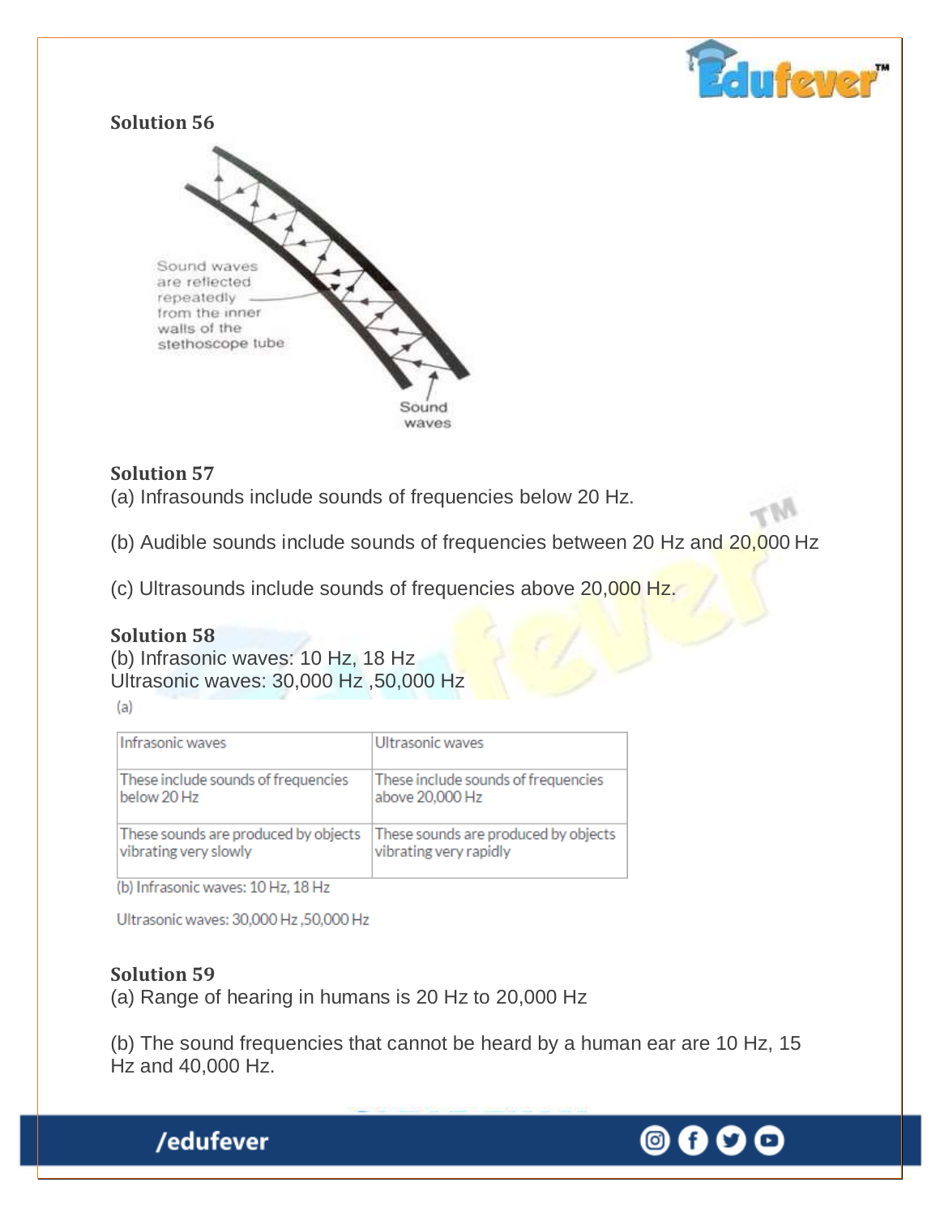**Solution 56**

Sound waves are reflected repeatedly from the inner walls of the stethoscope tube

Sound waves

**Solution 57**

(a) Infrasounds include sounds of frequencies below 20 Hz.

(b) Audible sounds include sounds of frequencies between 20 Hz and 20,000 Hz

(c) Ultrasounds include sounds of frequencies above 20,000 Hz.

**Solution 58**

(b) Infrasonic waves: 10 Hz, 18 Hz
Ultrasonic waves: 30,000 Hz ,50,000 Hz

(a)

| Infrasonic waves | Ultrasonic waves |
|---|---|
| These include sounds of frequencies below 20 Hz | These include sounds of frequencies above 20,000 Hz |
| These sounds are produced by objects vibrating very slowly | These sounds are produced by objects vibrating very rapidly |

(b) Infrasonic waves: 10 Hz, 18 Hz

Ultrasonic waves: 30,000 Hz ,50,000 Hz

**Solution 59**

(a) Range of hearing in humans is 20 Hz to 20,000 Hz

(b) The sound frequencies that cannot be heard by a human ear are 10 Hz, 15 Hz and 40,000 Hz.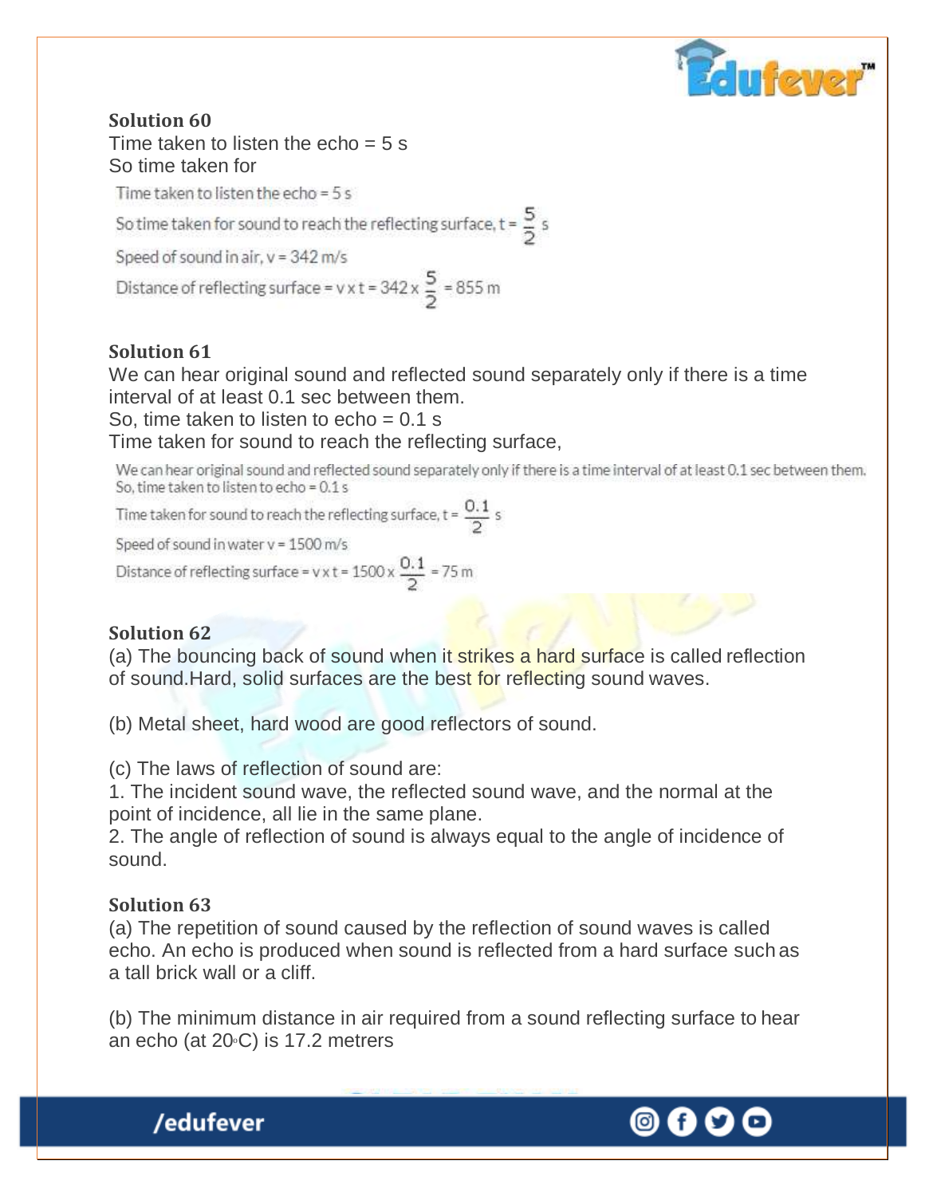**Solution 60**

Time taken to listen the echo = 5 s

So time taken for

Time taken to listen the echo = 5 s

So time taken for sound to reach the reflecting surface, $t = \frac{5}{2}$ s

Speed of sound in air, v = 342 m/s

Distance of reflecting surface = $v \times t = 342 \times \frac{5}{2} = 855$ m

**Solution 61**

We can hear original sound and reflected sound separately only if there is a time interval of at least 0.1 sec between them.

So, time taken to listen to echo = 0.1 s

Time taken for sound to reach the reflecting surface,

We can hear original sound and reflected sound separately only if there is a time interval of at least 0.1 sec between them.

So, time taken to listen to echo = 0.1 s

Time taken for sound to reach the reflecting surface, $t = \frac{0.1}{2}$ s

Speed of sound in water v = 1500 m/s

Distance of reflecting surface = $v \times t = 1500 \times \frac{0.1}{2} = 75$ m

**Solution 62**

(a) The bouncing back of sound when it strikes a hard surface is called reflection of sound.Hard, solid surfaces are the best for reflecting sound waves.

(b) Metal sheet, hard wood are good reflectors of sound.

(c) The laws of reflection of sound are:

1. The incident sound wave, the reflected sound wave, and the normal at the point of incidence, all lie in the same plane.
2. The angle of reflection of sound is always equal to the angle of incidence of sound.

**Solution 63**

(a) The repetition of sound caused by the reflection of sound waves is called echo. An echo is produced when sound is reflected from a hard surface such as a tall brick wall or a cliff.

(b) The minimum distance in air required from a sound reflecting surface to hear an echo (at 20°C) is 17.2 metrers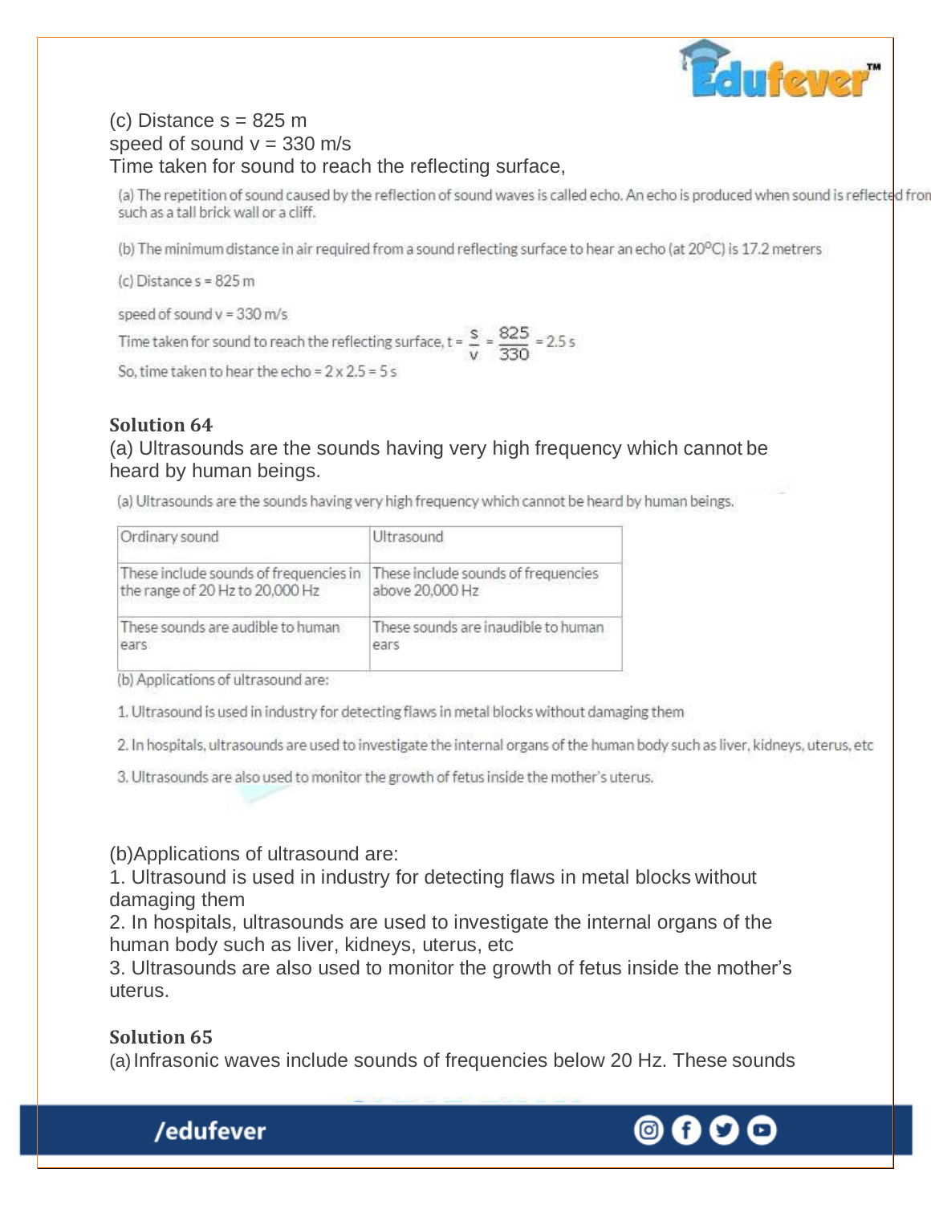(c) Distance s = 825 m
speed of sound v = 330 m/s
Time taken for sound to reach the reflecting surface,

(a) The repetition of sound caused by the reflection of sound waves is called echo. An echo is produced when sound is reflected fron such as a tall brick wall or a cliff.

(b) The minimum distance in air required from a sound reflecting surface to hear an echo (at 20°C) is 17.2 metrers

(c) Distance s = 825 m

speed of sound v = 330 m/s

Time taken for sound to reach the reflecting surface, $t = \frac{s}{v} = \frac{825}{330} = 2.5$ s

So, time taken to hear the echo = 2 x 2.5 = 5 s

**Solution 64**

(a) Ultrasounds are the sounds having very high frequency which cannot be heard by human beings.

(a) Ultrasounds are the sounds having very high frequency which cannot be heard by human beings.

| Ordinary sound | Ultrasound |
|---|---|
| These include sounds of frequencies in the range of 20 Hz to 20,000 Hz | These include sounds of frequencies above 20,000 Hz |
| These sounds are audible to human ears | These sounds are inaudible to human ears |

(b) Applications of ultrasound are:

1. Ultrasound is used in industry for detecting flaws in metal blocks without damaging them

2. In hospitals, ultrasounds are used to investigate the internal organs of the human body such as liver, kidneys, uterus, etc

3. Ultrasounds are also used to monitor the growth of fetus inside the mother's uterus.

(b)Applications of ultrasound are:
1. Ultrasound is used in industry for detecting flaws in metal blocks without damaging them
2. In hospitals, ultrasounds are used to investigate the internal organs of the human body such as liver, kidneys, uterus, etc
3. Ultrasounds are also used to monitor the growth of fetus inside the mother's uterus.

**Solution 65**

(a) Infrasonic waves include sounds of frequencies below 20 Hz. These sounds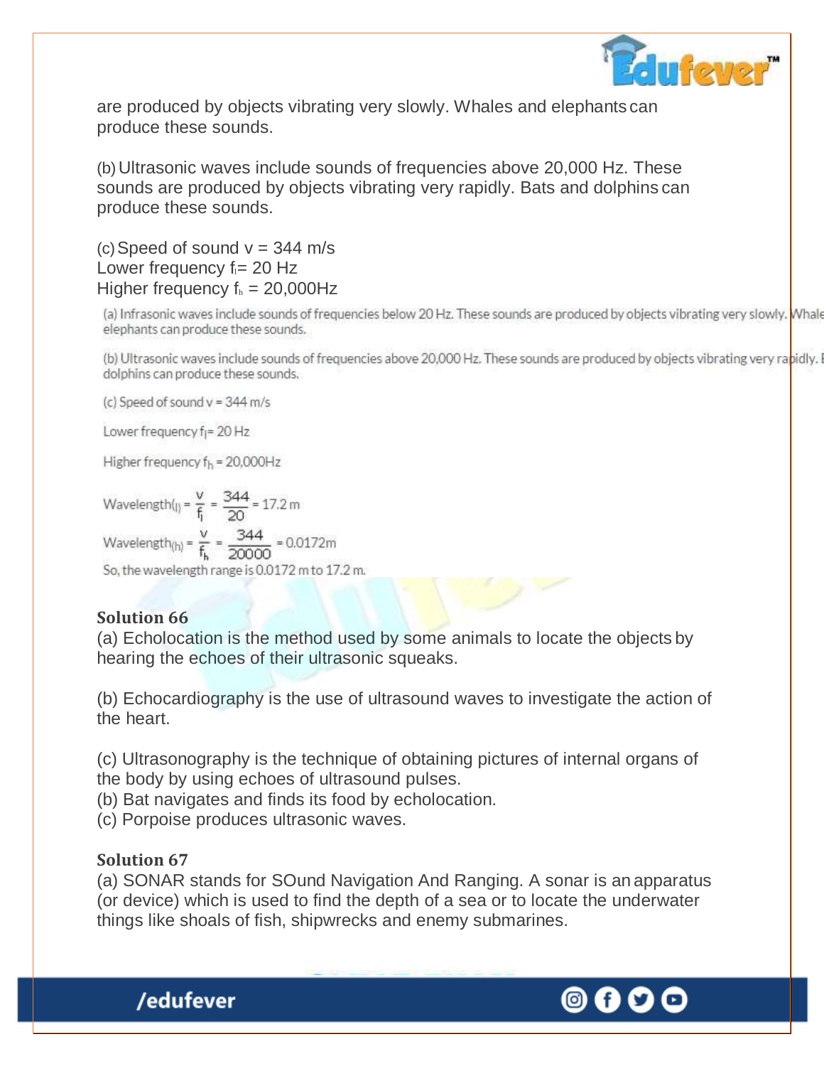are produced by objects vibrating very slowly. Whales and elephants can produce these sounds.

(b) Ultrasonic waves include sounds of frequencies above 20,000 Hz. These sounds are produced by objects vibrating very rapidly. Bats and dolphins can produce these sounds.

(c) Speed of sound v = 344 m/s
Lower frequency $f_l$ = 20 Hz
Higher frequency $f_h$ = 20,000Hz

(a) Infrasonic waves include sounds of frequencies below 20 Hz. These sounds are produced by objects vibrating very slowly. Whale elephants can produce these sounds.

(b) Ultrasonic waves include sounds of frequencies above 20,000 Hz. These sounds are produced by objects vibrating very rapidly. B dolphins can produce these sounds.

(c) Speed of sound v = 344 m/s

Lower frequency $f_l$ = 20 Hz

Higher frequency $f_h$ = 20,000Hz

$$\text{Wavelength}_{(l)} = \frac{v}{f_l} = \frac{344}{20} = 17.2\text{ m}$$

$$\text{Wavelength}_{(h)} = \frac{v}{f_h} = \frac{344}{20000} = 0.0172\text{m}$$

So, the wavelength range is 0.0172 m to 17.2 m.

**Solution 66**

(a) Echolocation is the method used by some animals to locate the objects by hearing the echoes of their ultrasonic squeaks.

(b) Echocardiography is the use of ultrasound waves to investigate the action of the heart.

(c) Ultrasonography is the technique of obtaining pictures of internal organs of the body by using echoes of ultrasound pulses.
(b) Bat navigates and finds its food by echolocation.
(c) Porpoise produces ultrasonic waves.

**Solution 67**

(a) SONAR stands for SOund Navigation And Ranging. A sonar is an apparatus (or device) which is used to find the depth of a sea or to locate the underwater things like shoals of fish, shipwrecks and enemy submarines.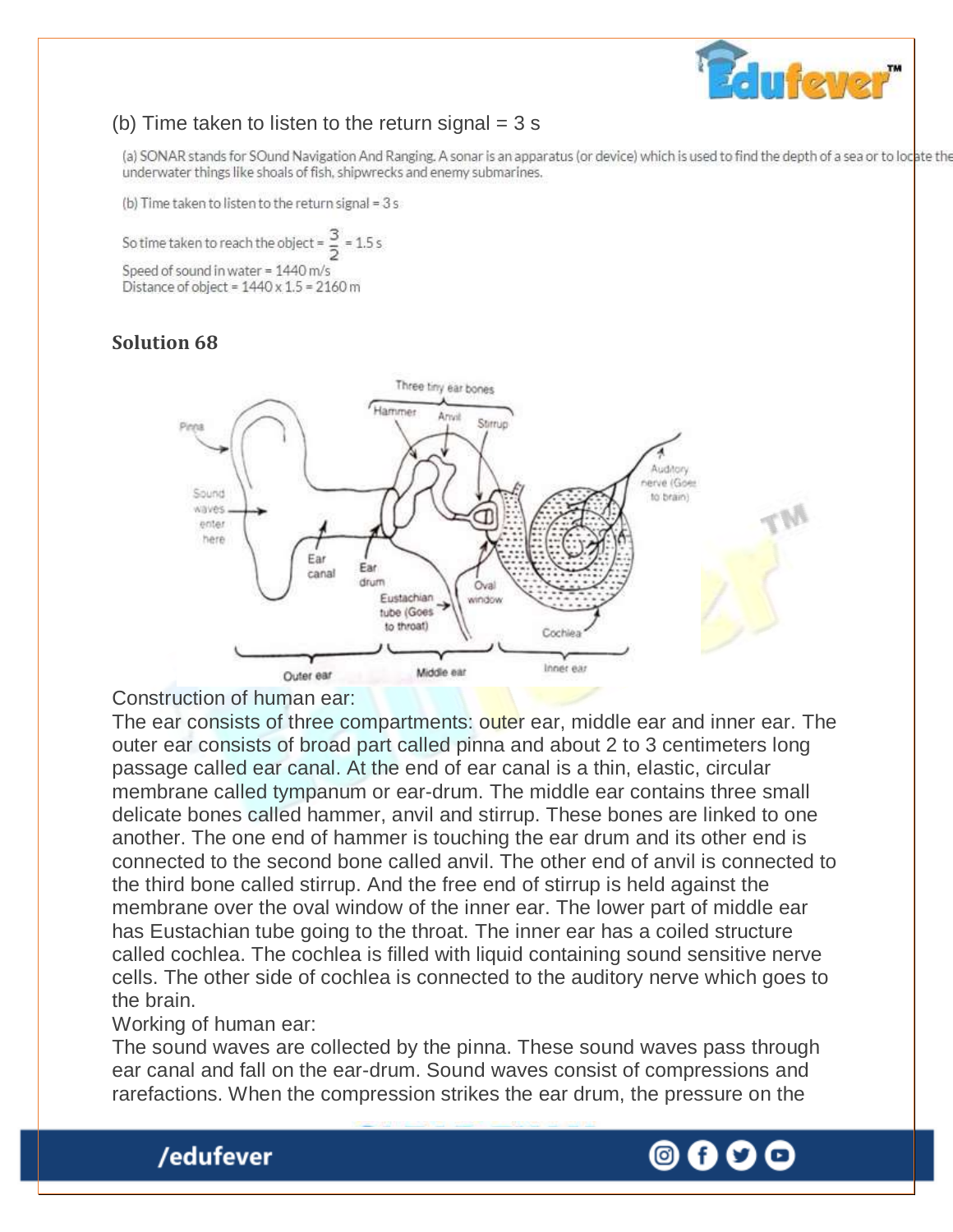(b) Time taken to listen to the return signal = 3 s

(a) SONAR stands for SOund Navigation And Ranging. A sonar is an apparatus (or device) which is used to find the depth of a sea or to locate the underwater things like shoals of fish, shipwrecks and enemy submarines.

(b) Time taken to listen to the return signal = 3 s

So time taken to reach the object = $\frac{3}{2}$ = 1.5 s

Speed of sound in water = 1440 m/s
Distance of object = 1440 x 1.5 = 2160 m

**Solution 68**

Construction of human ear:
The ear consists of three compartments: outer ear, middle ear and inner ear. The outer ear consists of broad part called pinna and about 2 to 3 centimeters long passage called ear canal. At the end of ear canal is a thin, elastic, circular membrane called tympanum or ear-drum. The middle ear contains three small delicate bones called hammer, anvil and stirrup. These bones are linked to one another. The one end of hammer is touching the ear drum and its other end is connected to the second bone called anvil. The other end of anvil is connected to the third bone called stirrup. And the free end of stirrup is held against the membrane over the oval window of the inner ear. The lower part of middle ear has Eustachian tube going to the throat. The inner ear has a coiled structure called cochlea. The cochlea is filled with liquid containing sound sensitive nerve cells. The other side of cochlea is connected to the auditory nerve which goes to the brain.
Working of human ear:
The sound waves are collected by the pinna. These sound waves pass through ear canal and fall on the ear-drum. Sound waves consist of compressions and rarefactions. When the compression strikes the ear drum, the pressure on the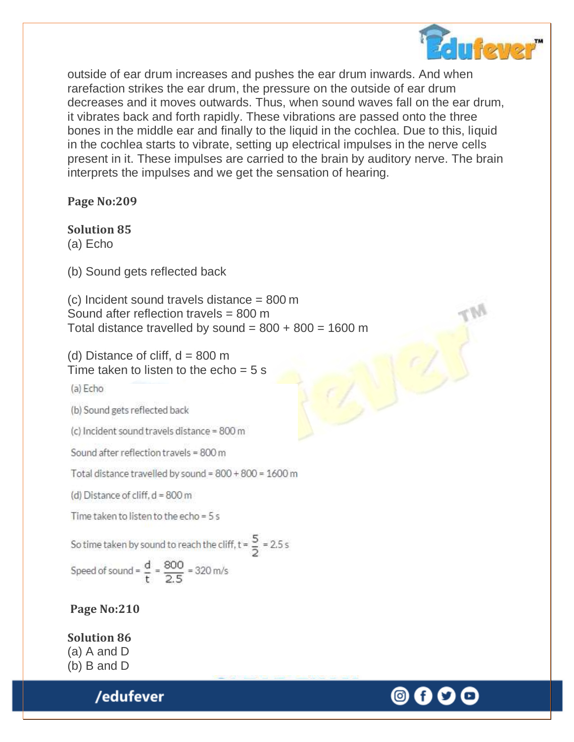outside of ear drum increases and pushes the ear drum inwards. And when rarefaction strikes the ear drum, the pressure on the outside of ear drum decreases and it moves outwards. Thus, when sound waves fall on the ear drum, it vibrates back and forth rapidly. These vibrations are passed onto the three bones in the middle ear and finally to the liquid in the cochlea. Due to this, liquid in the cochlea starts to vibrate, setting up electrical impulses in the nerve cells present in it. These impulses are carried to the brain by auditory nerve. The brain interprets the impulses and we get the sensation of hearing.

**Page No:209**

**Solution 85**

(a) Echo

(b) Sound gets reflected back

(c) Incident sound travels distance = 800 m
Sound after reflection travels = 800 m
Total distance travelled by sound = 800 + 800 = 1600 m

(d) Distance of cliff, d = 800 m
Time taken to listen to the echo = 5 s

(a) Echo

(b) Sound gets reflected back

(c) Incident sound travels distance = 800 m

Sound after reflection travels = 800 m

Total distance travelled by sound = 800 + 800 = 1600 m

(d) Distance of cliff, d = 800 m

Time taken to listen to the echo = 5 s

So time taken by sound to reach the cliff, $t = \frac{5}{2} = 2.5$ s

Speed of sound $= \frac{d}{t} = \frac{800}{2.5} = 320$ m/s

**Page No:210**

**Solution 86**

(a) A and D
(b) B and D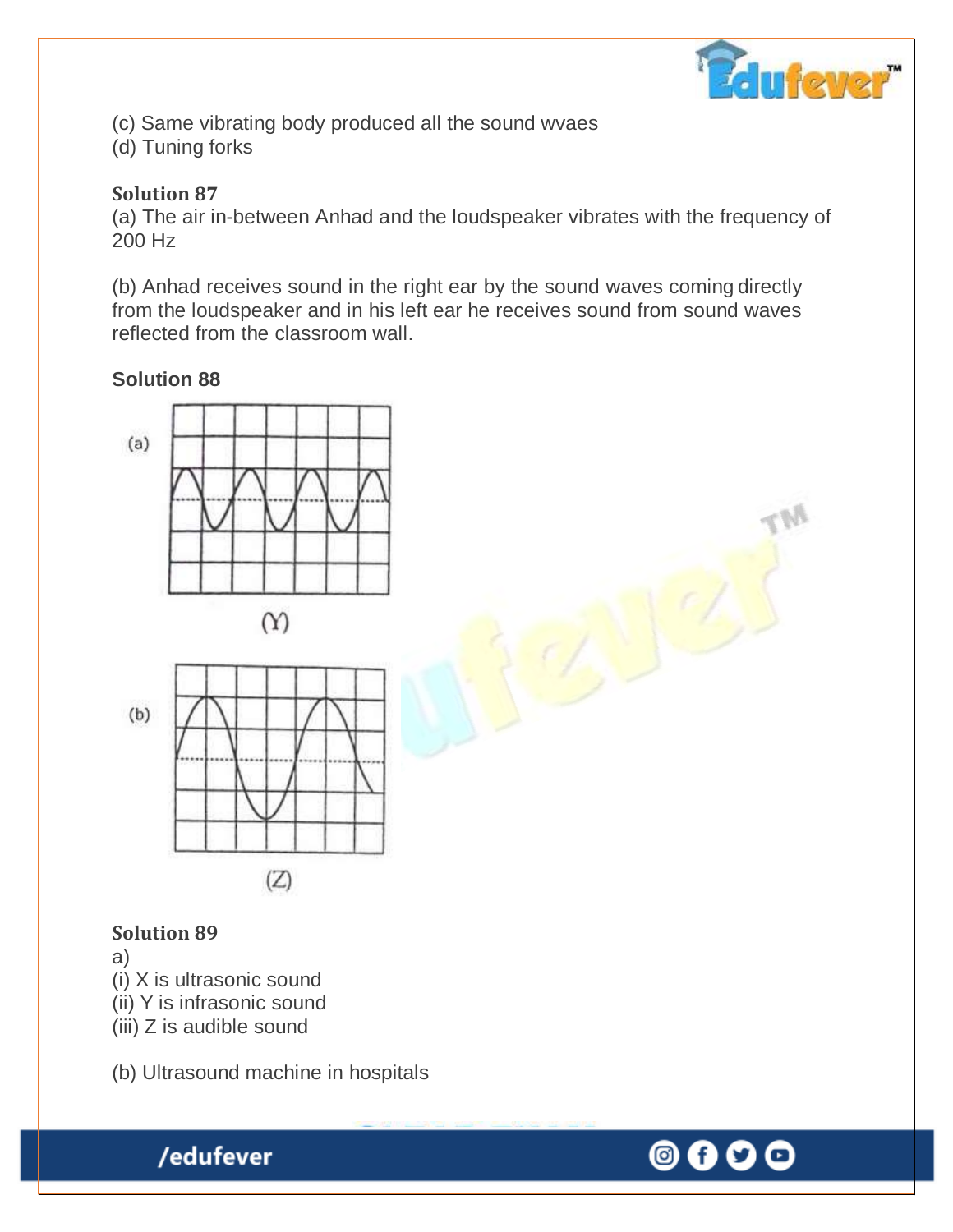(c) Same vibrating body produced all the sound wvaes
(d) Tuning forks

**Solution 87**

(a) The air in-between Anhad and the loudspeaker vibrates with the frequency of 200 Hz

(b) Anhad receives sound in the right ear by the sound waves coming directly from the loudspeaker and in his left ear he receives sound from sound waves reflected from the classroom wall.

**Solution 88**

(a)

(Y)

(b)

(Z)

**Solution 89**

a)
(i) X is ultrasonic sound
(ii) Y is infrasonic sound
(iii) Z is audible sound

(b) Ultrasound machine in hospitals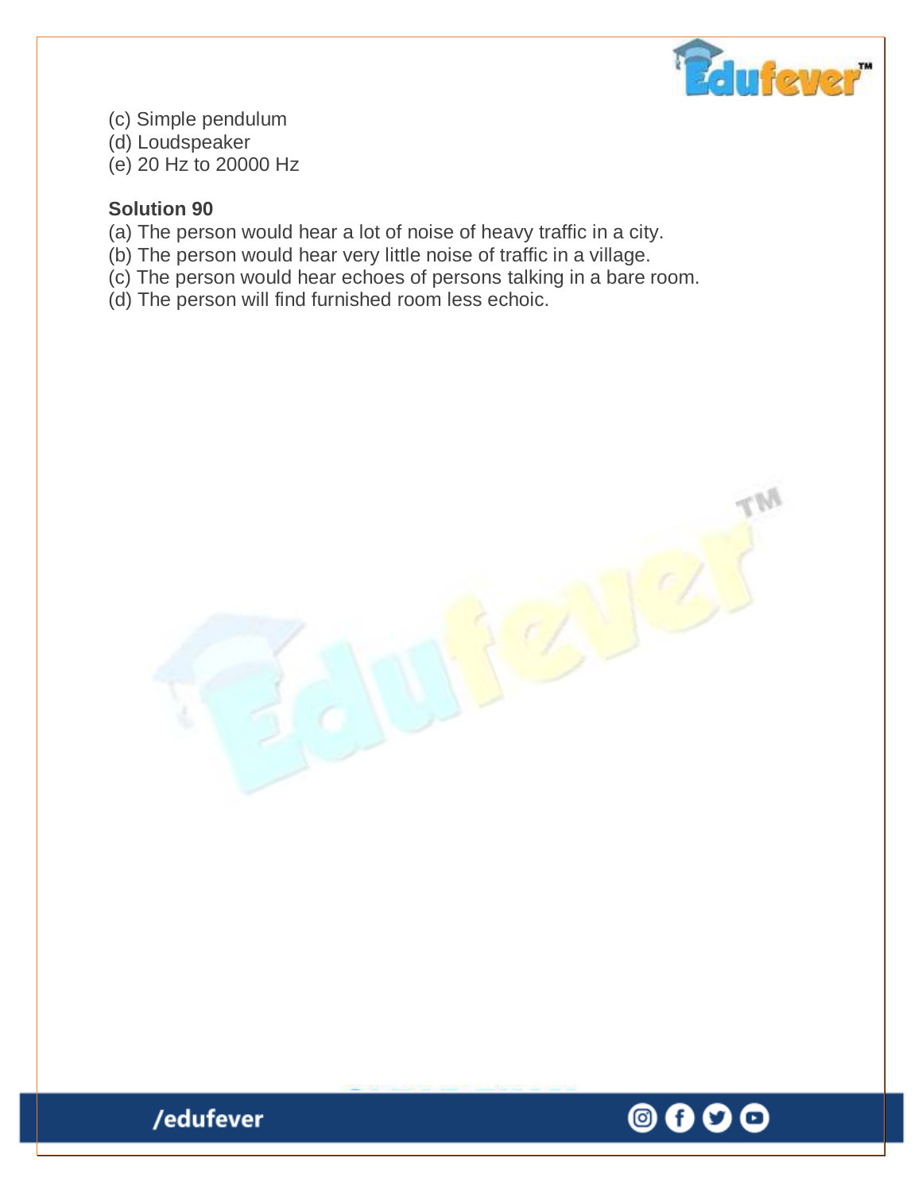(c) Simple pendulum
(d) Loudspeaker
(e) 20 Hz to 20000 Hz

**Solution 90**

(a) The person would hear a lot of noise of heavy traffic in a city.
(b) The person would hear very little noise of traffic in a village.
(c) The person would hear echoes of persons talking in a bare room.
(d) The person will find furnished room less echoic.